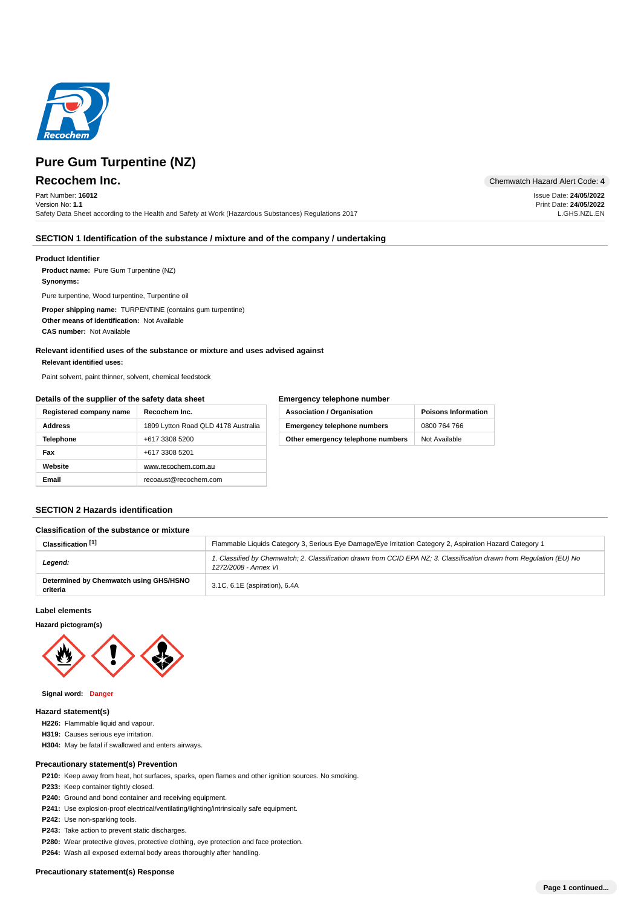# Pure Gum Turpentine (NZ)

## Recochem Inc.

Chemwatch Hazard Alert Code: **4**

Part Number: **16012**
Version No: **1.1**
Safety Data Sheet according to the Health and Safety at Work (Hazardous Substances) Regulations 2017

Issue Date: **24/05/2022**
Print Date: **24/05/2022**
L.GHS.NZL.EN

## SECTION 1 Identification of the substance / mixture and of the company / undertaking

### Product Identifier

**Product name:** Pure Gum Turpentine (NZ)

**Synonyms:**

Pure turpentine, Wood turpentine, Turpentine oil

**Proper shipping name:** TURPENTINE (contains gum turpentine)

**Other means of identification:** Not Available

**CAS number:** Not Available

### Relevant identified uses of the substance or mixture and uses advised against

**Relevant identified uses:**

Paint solvent, paint thinner, solvent, chemical feedstock

### Details of the supplier of the safety data sheet

| Registered company name | Recochem Inc. |
|---|---|
| Address | 1809 Lytton Road QLD 4178 Australia |
| Telephone | +617 3308 5200 |
| Fax | +617 3308 5201 |
| Website | www.recochem.com.au |
| Email | recoaust@recochem.com |

### Emergency telephone number

| Association / Organisation | Poisons Information |
|---|---|
| Emergency telephone numbers | 0800 764 766 |
| Other emergency telephone numbers | Not Available |

## SECTION 2 Hazards identification

### Classification of the substance or mixture

| Classification [1] | Flammable Liquids Category 3, Serious Eye Damage/Eye Irritation Category 2, Aspiration Hazard Category 1 |
|---|---|
| *Legend:* | *1. Classified by Chemwatch; 2. Classification drawn from CCID EPA NZ; 3. Classification drawn from Regulation (EU) No 1272/2008 - Annex VI* |
| Determined by Chemwatch using GHS/HSNO criteria | 3.1C, 6.1E (aspiration), 6.4A |

### Label elements

**Hazard pictogram(s)**

**Signal word:** Danger

### Hazard statement(s)

**H226:** Flammable liquid and vapour.
**H319:** Causes serious eye irritation.
**H304:** May be fatal if swallowed and enters airways.

### Precautionary statement(s) Prevention

**P210:** Keep away from heat, hot surfaces, sparks, open flames and other ignition sources. No smoking.
**P233:** Keep container tightly closed.
**P240:** Ground and bond container and receiving equipment.
**P241:** Use explosion-proof electrical/ventilating/lighting/intrinsically safe equipment.
**P242:** Use non-sparking tools.
**P243:** Take action to prevent static discharges.
**P280:** Wear protective gloves, protective clothing, eye protection and face protection.
**P264:** Wash all exposed external body areas thoroughly after handling.

### Precautionary statement(s) Response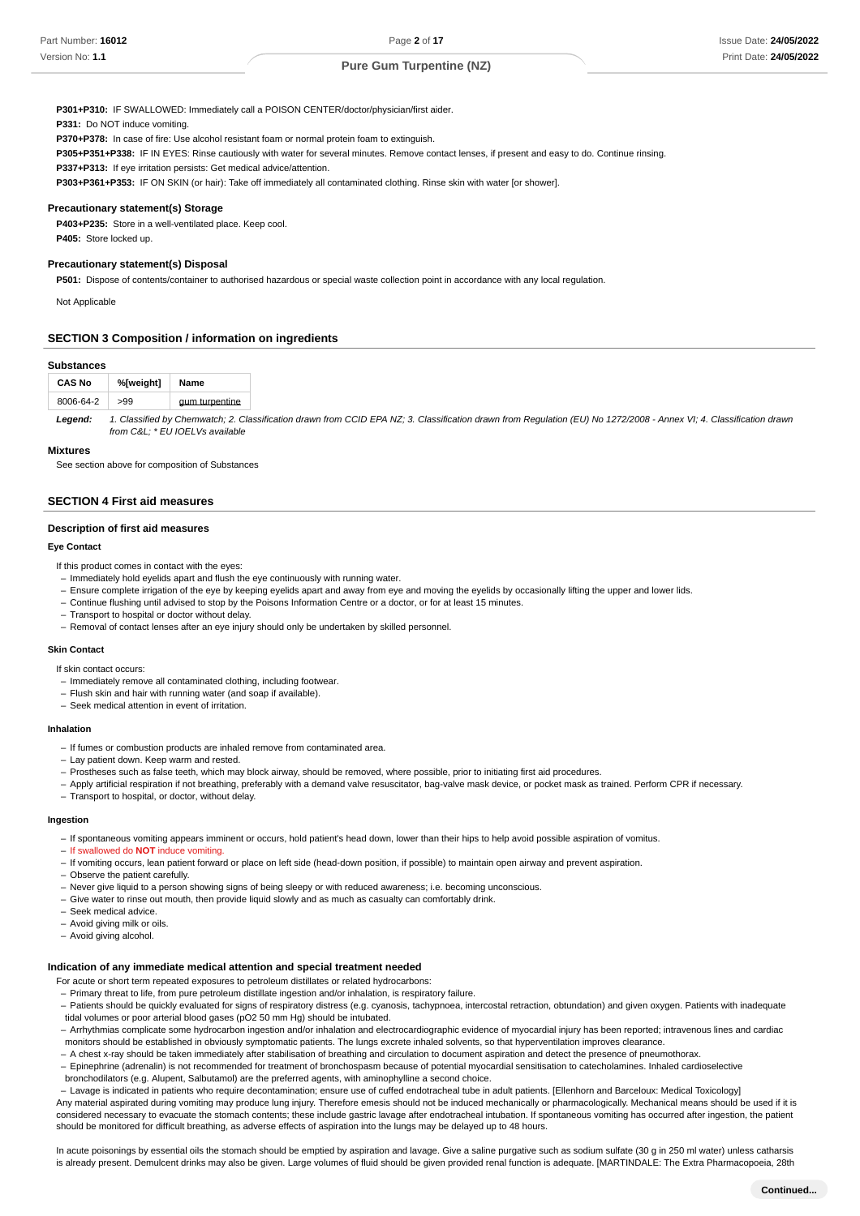**P301+P310:** IF SWALLOWED: Immediately call a POISON CENTER/doctor/physician/first aider.

**P331:** Do NOT induce vomiting.

**P370+P378:** In case of fire: Use alcohol resistant foam or normal protein foam to extinguish.

**P305+P351+P338:** IF IN EYES: Rinse cautiously with water for several minutes. Remove contact lenses, if present and easy to do. Continue rinsing.

**P337+P313:** If eye irritation persists: Get medical advice/attention.

**P303+P361+P353:** IF ON SKIN (or hair): Take off immediately all contaminated clothing. Rinse skin with water [or shower].

### Precautionary statement(s) Storage

**P403+P235:** Store in a well-ventilated place. Keep cool.

**P405:** Store locked up.

### Precautionary statement(s) Disposal

**P501:** Dispose of contents/container to authorised hazardous or special waste collection point in accordance with any local regulation.

Not Applicable

## SECTION 3 Composition / information on ingredients

### Substances

| CAS No | %[weight] | Name |
|---|---|---|
| 8006-64-2 | >99 | gum turpentine |

***Legend:*** *1. Classified by Chemwatch; 2. Classification drawn from CCID EPA NZ; 3. Classification drawn from Regulation (EU) No 1272/2008 - Annex VI; 4. Classification drawn from C&L; * EU IOELVs available*

### Mixtures

See section above for composition of Substances

## SECTION 4 First aid measures

### Description of first aid measures

#### Eye Contact

If this product comes in contact with the eyes:

- Immediately hold eyelids apart and flush the eye continuously with running water.
- Ensure complete irrigation of the eye by keeping eyelids apart and away from eye and moving the eyelids by occasionally lifting the upper and lower lids.
- Continue flushing until advised to stop by the Poisons Information Centre or a doctor, or for at least 15 minutes.
- Transport to hospital or doctor without delay.
- Removal of contact lenses after an eye injury should only be undertaken by skilled personnel.

#### Skin Contact

If skin contact occurs:

- Immediately remove all contaminated clothing, including footwear.
- Flush skin and hair with running water (and soap if available).
- Seek medical attention in event of irritation.

#### Inhalation

- If fumes or combustion products are inhaled remove from contaminated area.
- Lay patient down. Keep warm and rested.
- Prostheses such as false teeth, which may block airway, should be removed, where possible, prior to initiating first aid procedures.
- Apply artificial respiration if not breathing, preferably with a demand valve resuscitator, bag-valve mask device, or pocket mask as trained. Perform CPR if necessary.
- Transport to hospital, or doctor, without delay.

#### Ingestion

- If spontaneous vomiting appears imminent or occurs, hold patient's head down, lower than their hips to help avoid possible aspiration of vomitus.
- If swallowed do **NOT** induce vomiting.
- If vomiting occurs, lean patient forward or place on left side (head-down position, if possible) to maintain open airway and prevent aspiration.
- Observe the patient carefully.
- Never give liquid to a person showing signs of being sleepy or with reduced awareness; i.e. becoming unconscious.
- Give water to rinse out mouth, then provide liquid slowly and as much as casualty can comfortably drink.
- Seek medical advice.
- Avoid giving milk or oils.
- Avoid giving alcohol.

### Indication of any immediate medical attention and special treatment needed

For acute or short term repeated exposures to petroleum distillates or related hydrocarbons:

- Primary threat to life, from pure petroleum distillate ingestion and/or inhalation, is respiratory failure.
- Patients should be quickly evaluated for signs of respiratory distress (e.g. cyanosis, tachypnoea, intercostal retraction, obtundation) and given oxygen. Patients with inadequate tidal volumes or poor arterial blood gases (pO2 50 mm Hg) should be intubated.
- Arrhythmias complicate some hydrocarbon ingestion and/or inhalation and electrocardiographic evidence of myocardial injury has been reported; intravenous lines and cardiac monitors should be established in obviously symptomatic patients. The lungs excrete inhaled solvents, so that hyperventilation improves clearance.
- A chest x-ray should be taken immediately after stabilisation of breathing and circulation to document aspiration and detect the presence of pneumothorax.
- Epinephrine (adrenalin) is not recommended for treatment of bronchospasm because of potential myocardial sensitisation to catecholamines. Inhaled cardioselective bronchodilators (e.g. Alupent, Salbutamol) are the preferred agents, with aminophylline a second choice.
- Lavage is indicated in patients who require decontamination; ensure use of cuffed endotracheal tube in adult patients. [Ellenhorn and Barceloux: Medical Toxicology]

Any material aspirated during vomiting may produce lung injury. Therefore emesis should not be induced mechanically or pharmacologically. Mechanical means should be used if it is considered necessary to evacuate the stomach contents; these include gastric lavage after endotracheal intubation. If spontaneous vomiting has occurred after ingestion, the patient should be monitored for difficult breathing, as adverse effects of aspiration into the lungs may be delayed up to 48 hours.

In acute poisonings by essential oils the stomach should be emptied by aspiration and lavage. Give a saline purgative such as sodium sulfate (30 g in 250 ml water) unless catharsis is already present. Demulcent drinks may also be given. Large volumes of fluid should be given provided renal function is adequate. [MARTINDALE: The Extra Pharmacopoeia, 28th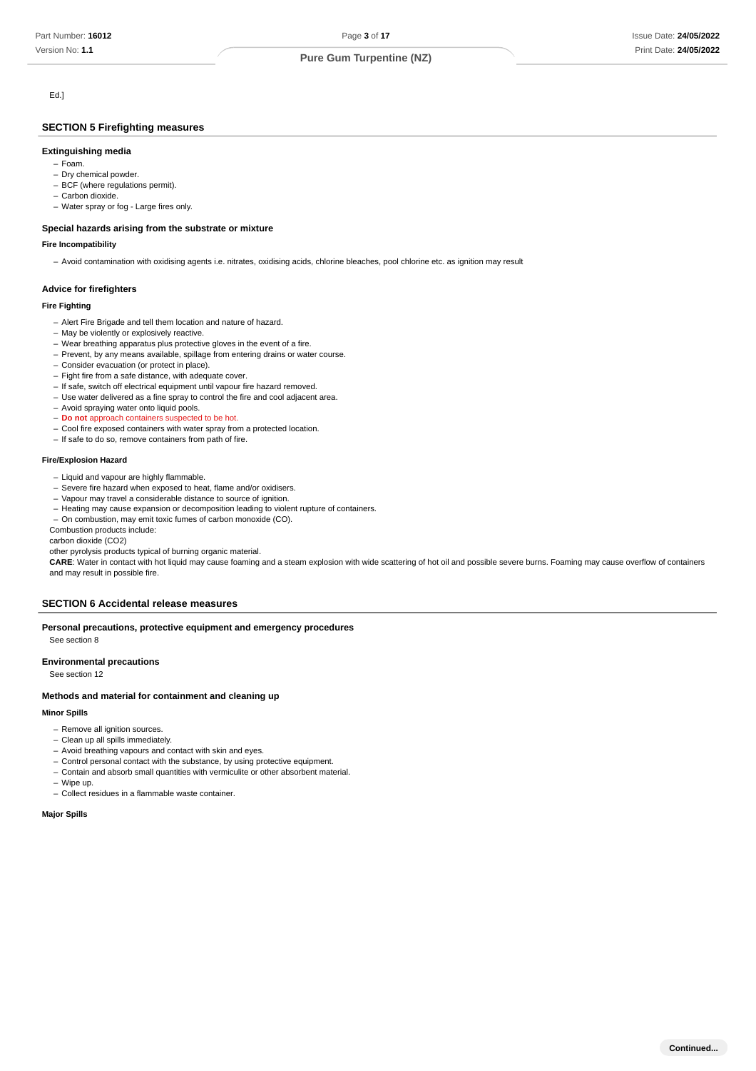Ed.]

## SECTION 5 Firefighting measures

### Extinguishing media

- Foam.
- Dry chemical powder.
- BCF (where regulations permit).
- Carbon dioxide.
- Water spray or fog - Large fires only.

### Special hazards arising from the substrate or mixture

#### Fire Incompatibility

- Avoid contamination with oxidising agents i.e. nitrates, oxidising acids, chlorine bleaches, pool chlorine etc. as ignition may result

### Advice for firefighters

#### Fire Fighting

- Alert Fire Brigade and tell them location and nature of hazard.
- May be violently or explosively reactive.
- Wear breathing apparatus plus protective gloves in the event of a fire.
- Prevent, by any means available, spillage from entering drains or water course.
- Consider evacuation (or protect in place).
- Fight fire from a safe distance, with adequate cover.
- If safe, switch off electrical equipment until vapour fire hazard removed.
- Use water delivered as a fine spray to control the fire and cool adjacent area.
- Avoid spraying water onto liquid pools.
- **Do not** approach containers suspected to be hot.
- Cool fire exposed containers with water spray from a protected location.
- If safe to do so, remove containers from path of fire.

#### Fire/Explosion Hazard

- Liquid and vapour are highly flammable.
- Severe fire hazard when exposed to heat, flame and/or oxidisers.
- Vapour may travel a considerable distance to source of ignition.
- Heating may cause expansion or decomposition leading to violent rupture of containers.
- On combustion, may emit toxic fumes of carbon monoxide (CO).

Combustion products include:

carbon dioxide ($CO_2$)

other pyrolysis products typical of burning organic material.

**CARE**: Water in contact with hot liquid may cause foaming and a steam explosion with wide scattering of hot oil and possible severe burns. Foaming may cause overflow of containers and may result in possible fire.

## SECTION 6 Accidental release measures

### Personal precautions, protective equipment and emergency procedures

See section 8

### Environmental precautions

See section 12

### Methods and material for containment and cleaning up

#### Minor Spills

- Remove all ignition sources.
- Clean up all spills immediately.
- Avoid breathing vapours and contact with skin and eyes.
- Control personal contact with the substance, by using protective equipment.
- Contain and absorb small quantities with vermiculite or other absorbent material.
- Wipe up.
- Collect residues in a flammable waste container.

#### Major Spills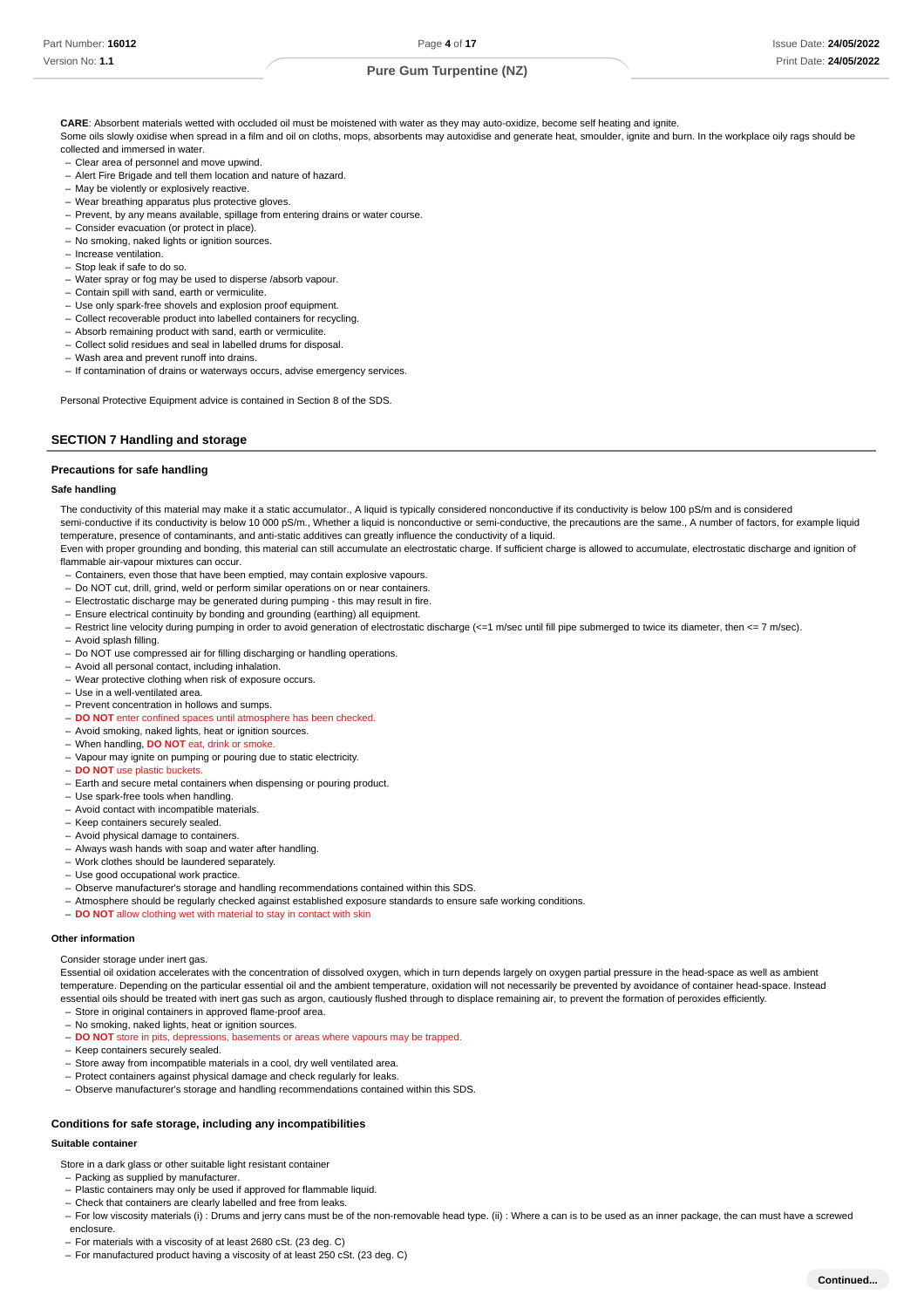**CARE**: Absorbent materials wetted with occluded oil must be moistened with water as they may auto-oxidize, become self heating and ignite.
Some oils slowly oxidise when spread in a film and oil on cloths, mops, absorbents may autoxidise and generate heat, smoulder, ignite and burn. In the workplace oily rags should be collected and immersed in water.

- Clear area of personnel and move upwind.
- Alert Fire Brigade and tell them location and nature of hazard.
- May be violently or explosively reactive.
- Wear breathing apparatus plus protective gloves.
- Prevent, by any means available, spillage from entering drains or water course.
- Consider evacuation (or protect in place).
- No smoking, naked lights or ignition sources.
- Increase ventilation.
- Stop leak if safe to do so.
- Water spray or fog may be used to disperse /absorb vapour.
- Contain spill with sand, earth or vermiculite.
- Use only spark-free shovels and explosion proof equipment.
- Collect recoverable product into labelled containers for recycling.
- Absorb remaining product with sand, earth or vermiculite.
- Collect solid residues and seal in labelled drums for disposal.
- Wash area and prevent runoff into drains.
- If contamination of drains or waterways occurs, advise emergency services.

Personal Protective Equipment advice is contained in Section 8 of the SDS.

## SECTION 7 Handling and storage

### Precautions for safe handling

#### Safe handling

The conductivity of this material may make it a static accumulator., A liquid is typically considered nonconductive if its conductivity is below 100 pS/m and is considered semi-conductive if its conductivity is below 10 000 pS/m., Whether a liquid is nonconductive or semi-conductive, the precautions are the same., A number of factors, for example liquid temperature, presence of contaminants, and anti-static additives can greatly influence the conductivity of a liquid.
Even with proper grounding and bonding, this material can still accumulate an electrostatic charge. If sufficient charge is allowed to accumulate, electrostatic discharge and ignition of flammable air-vapour mixtures can occur.

- Containers, even those that have been emptied, may contain explosive vapours.
- Do NOT cut, drill, grind, weld or perform similar operations on or near containers.
- Electrostatic discharge may be generated during pumping - this may result in fire.
- Ensure electrical continuity by bonding and grounding (earthing) all equipment.
- Restrict line velocity during pumping in order to avoid generation of electrostatic discharge (<=1 m/sec until fill pipe submerged to twice its diameter, then <= 7 m/sec).
- Avoid splash filling.
- Do NOT use compressed air for filling discharging or handling operations.
- Avoid all personal contact, including inhalation.
- Wear protective clothing when risk of exposure occurs.
- Use in a well-ventilated area.
- Prevent concentration in hollows and sumps.
- **DO NOT** enter confined spaces until atmosphere has been checked.
- Avoid smoking, naked lights, heat or ignition sources.
- When handling, **DO NOT** eat, drink or smoke.
- Vapour may ignite on pumping or pouring due to static electricity.
- **DO NOT** use plastic buckets.
- Earth and secure metal containers when dispensing or pouring product.
- Use spark-free tools when handling.
- Avoid contact with incompatible materials.
- Keep containers securely sealed.
- Avoid physical damage to containers.
- Always wash hands with soap and water after handling.
- Work clothes should be laundered separately.
- Use good occupational work practice.
- Observe manufacturer's storage and handling recommendations contained within this SDS.
- Atmosphere should be regularly checked against established exposure standards to ensure safe working conditions.
- **DO NOT** allow clothing wet with material to stay in contact with skin

#### Other information

Consider storage under inert gas.
Essential oil oxidation accelerates with the concentration of dissolved oxygen, which in turn depends largely on oxygen partial pressure in the head-space as well as ambient temperature. Depending on the particular essential oil and the ambient temperature, oxidation will not necessarily be prevented by avoidance of container head-space. Instead essential oils should be treated with inert gas such as argon, cautiously flushed through to displace remaining air, to prevent the formation of peroxides efficiently.

- Store in original containers in approved flame-proof area.
- No smoking, naked lights, heat or ignition sources.
- **DO NOT** store in pits, depressions, basements or areas where vapours may be trapped.
- Keep containers securely sealed.
- Store away from incompatible materials in a cool, dry well ventilated area.
- Protect containers against physical damage and check regularly for leaks.
- Observe manufacturer's storage and handling recommendations contained within this SDS.

### Conditions for safe storage, including any incompatibilities

#### Suitable container

Store in a dark glass or other suitable light resistant container

- Packing as supplied by manufacturer.
- Plastic containers may only be used if approved for flammable liquid.
- Check that containers are clearly labelled and free from leaks.
- For low viscosity materials (i) : Drums and jerry cans must be of the non-removable head type. (ii) : Where a can is to be used as an inner package, the can must have a screwed enclosure.
- For materials with a viscosity of at least 2680 cSt. (23 deg. C)
- For manufactured product having a viscosity of at least 250 cSt. (23 deg. C)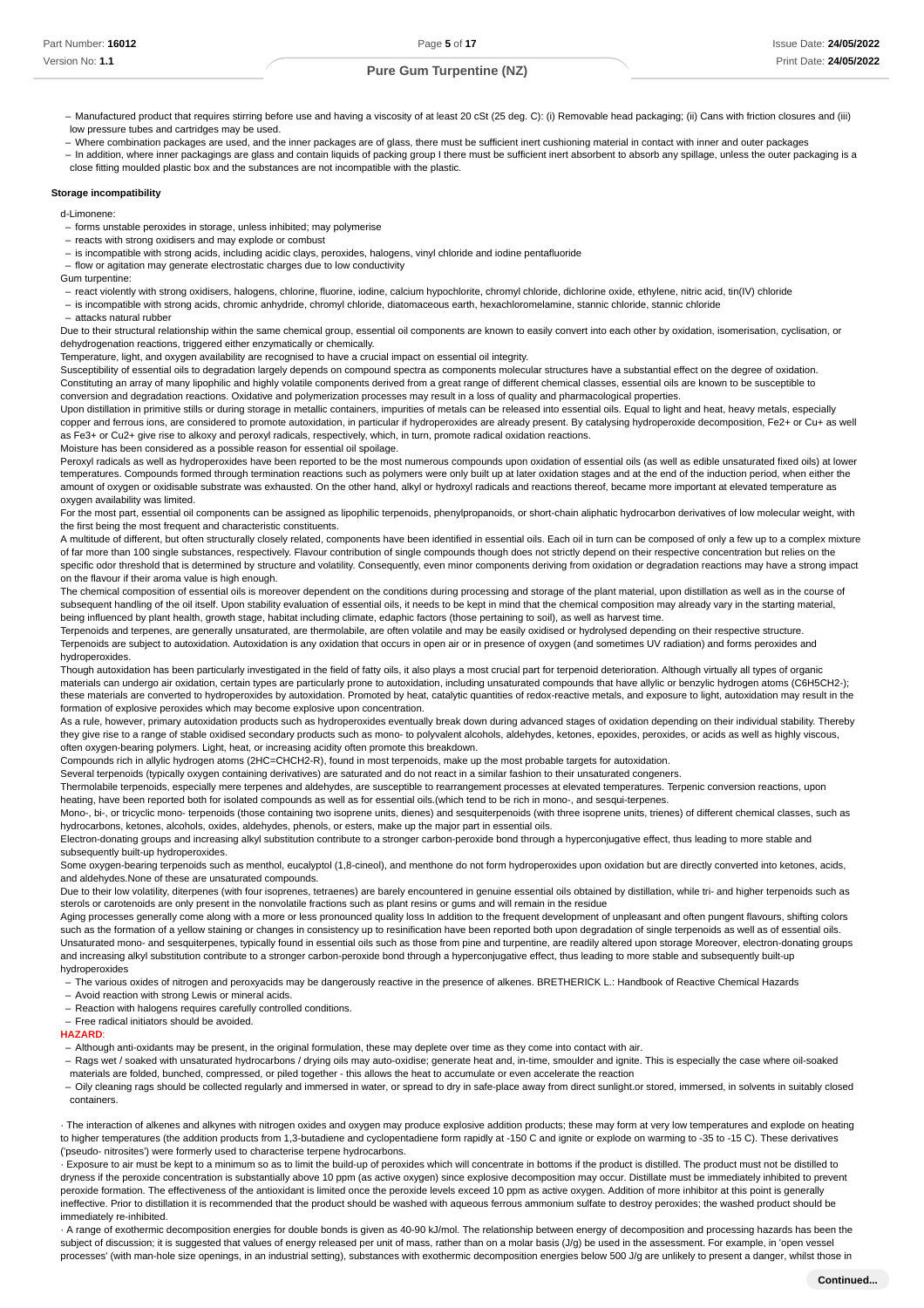- Manufactured product that requires stirring before use and having a viscosity of at least 20 cSt (25 deg. C): (i) Removable head packaging; (ii) Cans with friction closures and (iii) low pressure tubes and cartridges may be used.
- Where combination packages are used, and the inner packages are of glass, there must be sufficient inert cushioning material in contact with inner and outer packages
- In addition, where inner packagings are glass and contain liquids of packing group I there must be sufficient inert absorbent to absorb any spillage, unless the outer packaging is a close fitting moulded plastic box and the substances are not incompatible with the plastic.

**Storage incompatibility**

d-Limonene:

- forms unstable peroxides in storage, unless inhibited; may polymerise
- reacts with strong oxidisers and may explode or combust
- is incompatible with strong acids, including acidic clays, peroxides, halogens, vinyl chloride and iodine pentafluoride
- flow or agitation may generate electrostatic charges due to low conductivity

Gum turpentine:

- react violently with strong oxidisers, halogens, chlorine, fluorine, iodine, calcium hypochlorite, chromyl chloride, dichlorine oxide, ethylene, nitric acid, tin(IV) chloride
- is incompatible with strong acids, chromic anhydride, chromyl chloride, diatomaceous earth, hexachloromelamine, stannic chloride, stannic chloride
- attacks natural rubber

Due to their structural relationship within the same chemical group, essential oil components are known to easily convert into each other by oxidation, isomerisation, cyclisation, or dehydrogenation reactions, triggered either enzymatically or chemically.

Temperature, light, and oxygen availability are recognised to have a crucial impact on essential oil integrity.

Susceptibility of essential oils to degradation largely depends on compound spectra as components molecular structures have a substantial effect on the degree of oxidation. Constituting an array of many lipophilic and highly volatile components derived from a great range of different chemical classes, essential oils are known to be susceptible to conversion and degradation reactions. Oxidative and polymerization processes may result in a loss of quality and pharmacological properties.

Upon distillation in primitive stills or during storage in metallic containers, impurities of metals can be released into essential oils. Equal to light and heat, heavy metals, especially copper and ferrous ions, are considered to promote autoxidation, in particular if hydroperoxides are already present. By catalysing hydroperoxide decomposition, $Fe^{2+}$ or $Cu^{+}$ as well as $Fe^{3+}$ or $Cu^{2+}$ give rise to alkoxy and peroxyl radicals, respectively, which, in turn, promote radical oxidation reactions.

Moisture has been considered as a possible reason for essential oil spoilage.

Peroxyl radicals as well as hydroperoxides have been reported to be the most numerous compounds upon oxidation of essential oils (as well as edible unsaturated fixed oils) at lower temperatures. Compounds formed through termination reactions such as polymers were only built up at later oxidation stages and at the end of the induction period, when either the amount of oxygen or oxidisable substrate was exhausted. On the other hand, alkyl or hydroxyl radicals and reactions thereof, became more important at elevated temperature as oxygen availability was limited.

For the most part, essential oil components can be assigned as lipophilic terpenoids, phenylpropanoids, or short-chain aliphatic hydrocarbon derivatives of low molecular weight, with the first being the most frequent and characteristic constituents.

A multitude of different, but often structurally closely related, components have been identified in essential oils. Each oil in turn can be composed of only a few up to a complex mixture of far more than 100 single substances, respectively. Flavour contribution of single compounds though does not strictly depend on their respective concentration but relies on the specific odor threshold that is determined by structure and volatility. Consequently, even minor components deriving from oxidation or degradation reactions may have a strong impact on the flavour if their aroma value is high enough.

The chemical composition of essential oils is moreover dependent on the conditions during processing and storage of the plant material, upon distillation as well as in the course of subsequent handling of the oil itself. Upon stability evaluation of essential oils, it needs to be kept in mind that the chemical composition may already vary in the starting material, being influenced by plant health, growth stage, habitat including climate, edaphic factors (those pertaining to soil), as well as harvest time.

Terpenoids and terpenes, are generally unsaturated, are thermolabile, are often volatile and may be easily oxidised or hydrolysed depending on their respective structure.

Terpenoids are subject to autoxidation. Autoxidation is any oxidation that occurs in open air or in presence of oxygen (and sometimes UV radiation) and forms peroxides and hydroperoxides.

Though autoxidation has been particularly investigated in the field of fatty oils, it also plays a most crucial part for terpenoid deterioration. Although virtually all types of organic materials can undergo air oxidation, certain types are particularly prone to autoxidation, including unsaturated compounds that have allylic or benzylic hydrogen atoms ($C_6H_5CH_2$-); these materials are converted to hydroperoxides by autoxidation. Promoted by heat, catalytic quantities of redox-reactive metals, and exposure to light, autoxidation may result in the formation of explosive peroxides which may become explosive upon concentration.

As a rule, however, primary autoxidation products such as hydroperoxides eventually break down during advanced stages of oxidation depending on their individual stability. Thereby they give rise to a range of stable oxidised secondary products such as mono- to polyvalent alcohols, aldehydes, ketones, epoxides, peroxides, or acids as well as highly viscous, often oxygen-bearing polymers. Light, heat, or increasing acidity often promote this breakdown.

Compounds rich in allylic hydrogen atoms ($2HC{=}CHCH_2$-R), found in most terpenoids, make up the most probable targets for autoxidation.

Several terpenoids (typically oxygen containing derivatives) are saturated and do not react in a similar fashion to their unsaturated congeners.

Thermolabile terpenoids, especially mere terpenes and aldehydes, are susceptible to rearrangement processes at elevated temperatures. Terpenic conversion reactions, upon heating, have been reported both for isolated compounds as well as for essential oils.(which tend to be rich in mono-, and sesqui-terpenes.

Mono-, bi-, or tricyclic mono- terpenoids (those containing two isoprene units, dienes) and sesquiterpenoids (with three isoprene units, trienes) of different chemical classes, such as hydrocarbons, ketones, alcohols, oxides, aldehydes, phenols, or esters, make up the major part in essential oils.

Electron-donating groups and increasing alkyl substitution contribute to a stronger carbon-peroxide bond through a hyperconjugative effect, thus leading to more stable and subsequently built-up hydroperoxides.

Some oxygen-bearing terpenoids such as menthol, eucalyptol (1,8-cineol), and menthone do not form hydroperoxides upon oxidation but are directly converted into ketones, acids, and aldehydes.None of these are unsaturated compounds.

Due to their low volatility, diterpenes (with four isoprenes, tetraenes) are barely encountered in genuine essential oils obtained by distillation, while tri- and higher terpenoids such as sterols or carotenoids are only present in the nonvolatile fractions such as plant resins or gums and will remain in the residue

Aging processes generally come along with a more or less pronounced quality loss In addition to the frequent development of unpleasant and often pungent flavours, shifting colors such as the formation of a yellow staining or changes in consistency up to resinification have been reported both upon degradation of single terpenoids as well as of essential oils. Unsaturated mono- and sesquiterpenes, typically found in essential oils such as those from pine and turpentine, are readily altered upon storage Moreover, electron-donating groups and increasing alkyl substitution contribute to a stronger carbon-peroxide bond through a hyperconjugative effect, thus leading to more stable and subsequently built-up hydroperoxides

- The various oxides of nitrogen and peroxyacids may be dangerously reactive in the presence of alkenes. BRETHERICK L.: Handbook of Reactive Chemical Hazards
- Avoid reaction with strong Lewis or mineral acids.
- Reaction with halogens requires carefully controlled conditions.
- Free radical initiators should be avoided.

**HAZARD**:

- Although anti-oxidants may be present, in the original formulation, these may deplete over time as they come into contact with air.
- Rags wet / soaked with unsaturated hydrocarbons / drying oils may auto-oxidise; generate heat and, in-time, smoulder and ignite. This is especially the case where oil-soaked materials are folded, bunched, compressed, or piled together - this allows the heat to accumulate or even accelerate the reaction
- Oily cleaning rags should be collected regularly and immersed in water, or spread to dry in safe-place away from direct sunlight.or stored, immersed, in solvents in suitably closed containers.

· The interaction of alkenes and alkynes with nitrogen oxides and oxygen may produce explosive addition products; these may form at very low temperatures and explode on heating to higher temperatures (the addition products from 1,3-butadiene and cyclopentadiene form rapidly at -150 C and ignite or explode on warming to -35 to -15 C). These derivatives ('pseudo- nitrosites') were formerly used to characterise terpene hydrocarbons.

· Exposure to air must be kept to a minimum so as to limit the build-up of peroxides which will concentrate in bottoms if the product is distilled. The product must not be distilled to dryness if the peroxide concentration is substantially above 10 ppm (as active oxygen) since explosive decomposition may occur. Distillate must be immediately inhibited to prevent peroxide formation. The effectiveness of the antioxidant is limited once the peroxide levels exceed 10 ppm as active oxygen. Addition of more inhibitor at this point is generally ineffective. Prior to distillation it is recommended that the product should be washed with aqueous ferrous ammonium sulfate to destroy peroxides; the washed product should be immediately re-inhibited.

· A range of exothermic decomposition energies for double bonds is given as 40-90 kJ/mol. The relationship between energy of decomposition and processing hazards has been the subject of discussion; it is suggested that values of energy released per unit of mass, rather than on a molar basis (J/g) be used in the assessment. For example, in 'open vessel processes' (with man-hole size openings, in an industrial setting), substances with exothermic decomposition energies below 500 J/g are unlikely to present a danger, whilst those in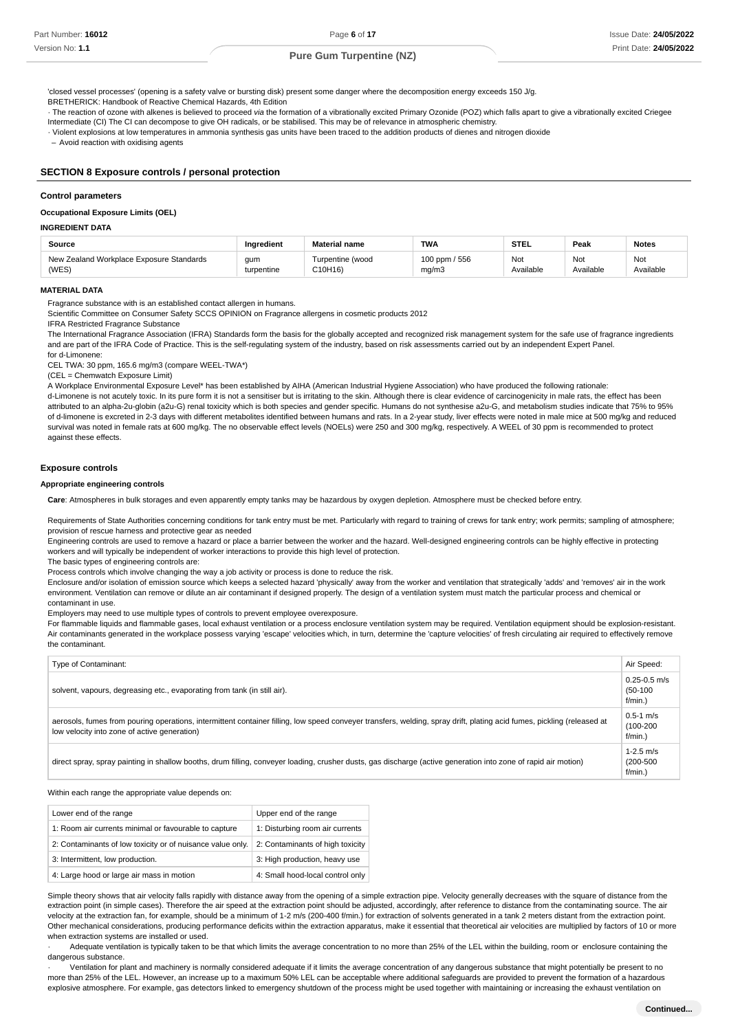'closed vessel processes' (opening is a safety valve or bursting disk) present some danger where the decomposition energy exceeds 150 J/g.
BRETHERICK: Handbook of Reactive Chemical Hazards, 4th Edition

· The reaction of ozone with alkenes is believed to proceed *via* the formation of a vibrationally excited Primary Ozonide (POZ) which falls apart to give a vibrationally excited Criegee Intermediate (CI) The CI can decompose to give OH radicals, or be stabilised. This may be of relevance in atmospheric chemistry.

· Violent explosions at low temperatures in ammonia synthesis gas units have been traced to the addition products of dienes and nitrogen dioxide

– Avoid reaction with oxidising agents

## SECTION 8 Exposure controls / personal protection

### Control parameters

#### Occupational Exposure Limits (OEL)

#### INGREDIENT DATA

| Source | Ingredient | Material name | TWA | STEL | Peak | Notes |
|---|---|---|---|---|---|---|
| New Zealand Workplace Exposure Standards (WES) | gum turpentine | Turpentine (wood C10H16) | 100 ppm / 556 mg/m3 | Not Available | Not Available | Not Available |

#### MATERIAL DATA

Fragrance substance with is an established contact allergen in humans.
Scientific Committee on Consumer Safety SCCS OPINION on Fragrance allergens in cosmetic products 2012
IFRA Restricted Fragrance Substance
The International Fragrance Association (IFRA) Standards form the basis for the globally accepted and recognized risk management system for the safe use of fragrance ingredients and are part of the IFRA Code of Practice. This is the self-regulating system of the industry, based on risk assessments carried out by an independent Expert Panel.
for d-Limonene:
CEL TWA: 30 ppm, 165.6 mg/m3 (compare WEEL-TWA*)
(CEL = Chemwatch Exposure Limit)
A Workplace Environmental Exposure Level* has been established by AIHA (American Industrial Hygiene Association) who have produced the following rationale:
d-Limonene is not acutely toxic. In its pure form it is not a sensitiser but is irritating to the skin. Although there is clear evidence of carcinogenicity in male rats, the effect has been attributed to an alpha-2u-globin (a2u-G) renal toxicity which is both species and gender specific. Humans do not synthesise a2u-G, and metabolism studies indicate that 75% to 95% of d-limonene is excreted in 2-3 days with different metabolites identified between humans and rats. In a 2-year study, liver effects were noted in male mice at 500 mg/kg and reduced survival was noted in female rats at 600 mg/kg. The no observable effect levels (NOELs) were 250 and 300 mg/kg, respectively. A WEEL of 30 ppm is recommended to protect against these effects.

### Exposure controls

#### Appropriate engineering controls

**Care**: Atmospheres in bulk storages and even apparently empty tanks may be hazardous by oxygen depletion. Atmosphere must be checked before entry.

Requirements of State Authorities concerning conditions for tank entry must be met. Particularly with regard to training of crews for tank entry; work permits; sampling of atmosphere; provision of rescue harness and protective gear as needed
Engineering controls are used to remove a hazard or place a barrier between the worker and the hazard. Well-designed engineering controls can be highly effective in protecting workers and will typically be independent of worker interactions to provide this high level of protection.
The basic types of engineering controls are:
Process controls which involve changing the way a job activity or process is done to reduce the risk.
Enclosure and/or isolation of emission source which keeps a selected hazard 'physically' away from the worker and ventilation that strategically 'adds' and 'removes' air in the work environment. Ventilation can remove or dilute an air contaminant if designed properly. The design of a ventilation system must match the particular process and chemical or contaminant in use.
Employers may need to use multiple types of controls to prevent employee overexposure.
For flammable liquids and flammable gases, local exhaust ventilation or a process enclosure ventilation system may be required. Ventilation equipment should be explosion-resistant.
Air contaminants generated in the workplace possess varying 'escape' velocities which, in turn, determine the 'capture velocities' of fresh circulating air required to effectively remove the contaminant.

| Type of Contaminant: | Air Speed: |
|---|---|
| solvent, vapours, degreasing etc., evaporating from tank (in still air). | 0.25-0.5 m/s (50-100 f/min.) |
| aerosols, fumes from pouring operations, intermittent container filling, low speed conveyer transfers, welding, spray drift, plating acid fumes, pickling (released at low velocity into zone of active generation) | 0.5-1 m/s (100-200 f/min.) |
| direct spray, spray painting in shallow booths, drum filling, conveyer loading, crusher dusts, gas discharge (active generation into zone of rapid air motion) | 1-2.5 m/s (200-500 f/min.) |

Within each range the appropriate value depends on:

| Lower end of the range | Upper end of the range |
|---|---|
| 1: Room air currents minimal or favourable to capture | 1: Disturbing room air currents |
| 2: Contaminants of low toxicity or of nuisance value only. | 2: Contaminants of high toxicity |
| 3: Intermittent, low production. | 3: High production, heavy use |
| 4: Large hood or large air mass in motion | 4: Small hood-local control only |

Simple theory shows that air velocity falls rapidly with distance away from the opening of a simple extraction pipe. Velocity generally decreases with the square of distance from the extraction point (in simple cases). Therefore the air speed at the extraction point should be adjusted, accordingly, after reference to distance from the contaminating source. The air velocity at the extraction fan, for example, should be a minimum of 1-2 m/s (200-400 f/min.) for extraction of solvents generated in a tank 2 meters distant from the extraction point. Other mechanical considerations, producing performance deficits within the extraction apparatus, make it essential that theoretical air velocities are multiplied by factors of 10 or more when extraction systems are installed or used.

· Adequate ventilation is typically taken to be that which limits the average concentration to no more than 25% of the LEL within the building, room or enclosure containing the dangerous substance.

· Ventilation for plant and machinery is normally considered adequate if it limits the average concentration of any dangerous substance that might potentially be present to no more than 25% of the LEL. However, an increase up to a maximum 50% LEL can be acceptable where additional safeguards are provided to prevent the formation of a hazardous explosive atmosphere. For example, gas detectors linked to emergency shutdown of the process might be used together with maintaining or increasing the exhaust ventilation on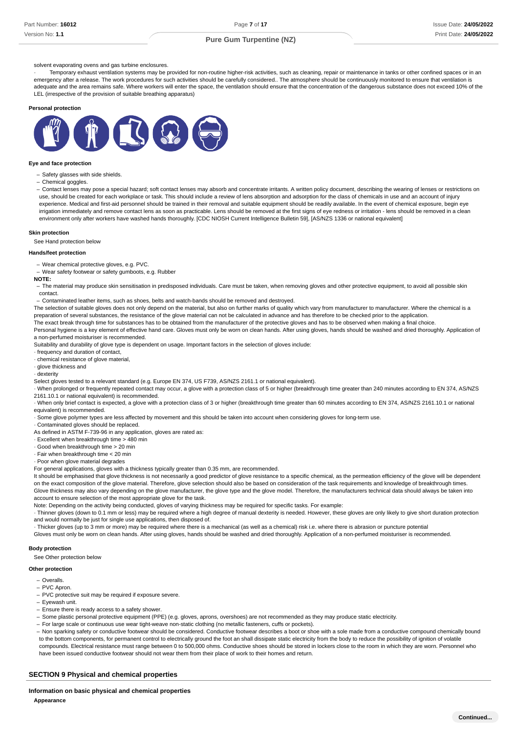solvent evaporating ovens and gas turbine enclosures.

· Temporary exhaust ventilation systems may be provided for non-routine higher-risk activities, such as cleaning, repair or maintenance in tanks or other confined spaces or in an emergency after a release. The work procedures for such activities should be carefully considered.. The atmosphere should be continuously monitored to ensure that ventilation is adequate and the area remains safe. Where workers will enter the space, the ventilation should ensure that the concentration of the dangerous substance does not exceed 10% of the LEL (irrespective of the provision of suitable breathing apparatus)

**Personal protection**

**Eye and face protection**

- Safety glasses with side shields.
- Chemical goggles.
- Contact lenses may pose a special hazard; soft contact lenses may absorb and concentrate irritants. A written policy document, describing the wearing of lenses or restrictions on use, should be created for each workplace or task. This should include a review of lens absorption and adsorption for the class of chemicals in use and an account of injury experience. Medical and first-aid personnel should be trained in their removal and suitable equipment should be readily available. In the event of chemical exposure, begin eye irrigation immediately and remove contact lens as soon as practicable. Lens should be removed at the first signs of eye redness or irritation - lens should be removed in a clean environment only after workers have washed hands thoroughly. [CDC NIOSH Current Intelligence Bulletin 59], [AS/NZS 1336 or national equivalent]

**Skin protection**

See Hand protection below

**Hands/feet protection**

- Wear chemical protective gloves, e.g. PVC.
- Wear safety footwear or safety gumboots, e.g. Rubber

**NOTE:**

- The material may produce skin sensitisation in predisposed individuals. Care must be taken, when removing gloves and other protective equipment, to avoid all possible skin contact.
- Contaminated leather items, such as shoes, belts and watch-bands should be removed and destroyed.

The selection of suitable gloves does not only depend on the material, but also on further marks of quality which vary from manufacturer to manufacturer. Where the chemical is a preparation of several substances, the resistance of the glove material can not be calculated in advance and has therefore to be checked prior to the application.

The exact break through time for substances has to be obtained from the manufacturer of the protective gloves and has to be observed when making a final choice.

Personal hygiene is a key element of effective hand care. Gloves must only be worn on clean hands. After using gloves, hands should be washed and dried thoroughly. Application of a non-perfumed moisturiser is recommended.

Suitability and durability of glove type is dependent on usage. Important factors in the selection of gloves include:

· frequency and duration of contact,
· chemical resistance of glove material,
· glove thickness and
· dexterity

Select gloves tested to a relevant standard (e.g. Europe EN 374, US F739, AS/NZS 2161.1 or national equivalent).

· When prolonged or frequently repeated contact may occur, a glove with a protection class of 5 or higher (breakthrough time greater than 240 minutes according to EN 374, AS/NZS 2161.10.1 or national equivalent) is recommended.

· When only brief contact is expected, a glove with a protection class of 3 or higher (breakthrough time greater than 60 minutes according to EN 374, AS/NZS 2161.10.1 or national equivalent) is recommended.

· Some glove polymer types are less affected by movement and this should be taken into account when considering gloves for long-term use.

· Contaminated gloves should be replaced.

As defined in ASTM F-739-96 in any application, gloves are rated as:

· Excellent when breakthrough time > 480 min
· Good when breakthrough time > 20 min
· Fair when breakthrough time < 20 min
· Poor when glove material degrades

For general applications, gloves with a thickness typically greater than 0.35 mm, are recommended.

It should be emphasised that glove thickness is not necessarily a good predictor of glove resistance to a specific chemical, as the permeation efficiency of the glove will be dependent on the exact composition of the glove material. Therefore, glove selection should also be based on consideration of the task requirements and knowledge of breakthrough times. Glove thickness may also vary depending on the glove manufacturer, the glove type and the glove model. Therefore, the manufacturers technical data should always be taken into account to ensure selection of the most appropriate glove for the task.

Note: Depending on the activity being conducted, gloves of varying thickness may be required for specific tasks. For example:

· Thinner gloves (down to 0.1 mm or less) may be required where a high degree of manual dexterity is needed. However, these gloves are only likely to give short duration protection and would normally be just for single use applications, then disposed of.

· Thicker gloves (up to 3 mm or more) may be required where there is a mechanical (as well as a chemical) risk i.e. where there is abrasion or puncture potential

Gloves must only be worn on clean hands. After using gloves, hands should be washed and dried thoroughly. Application of a non-perfumed moisturiser is recommended.

**Body protection**

See Other protection below

**Other protection**

- Overalls.
- PVC Apron.
- PVC protective suit may be required if exposure severe.
- Eyewash unit.
- Ensure there is ready access to a safety shower.
- Some plastic personal protective equipment (PPE) (e.g. gloves, aprons, overshoes) are not recommended as they may produce static electricity.
- For large scale or continuous use wear tight-weave non-static clothing (no metallic fasteners, cuffs or pockets).
- Non sparking safety or conductive footwear should be considered. Conductive footwear describes a boot or shoe with a sole made from a conductive compound chemically bound to the bottom components, for permanent control to electrically ground the foot an shall dissipate static electricity from the body to reduce the possibility of ignition of volatile compounds. Electrical resistance must range between 0 to 500,000 ohms. Conductive shoes should be stored in lockers close to the room in which they are worn. Personnel who have been issued conductive footwear should not wear them from their place of work to their homes and return.

## SECTION 9 Physical and chemical properties

### Information on basic physical and chemical properties

**Appearance**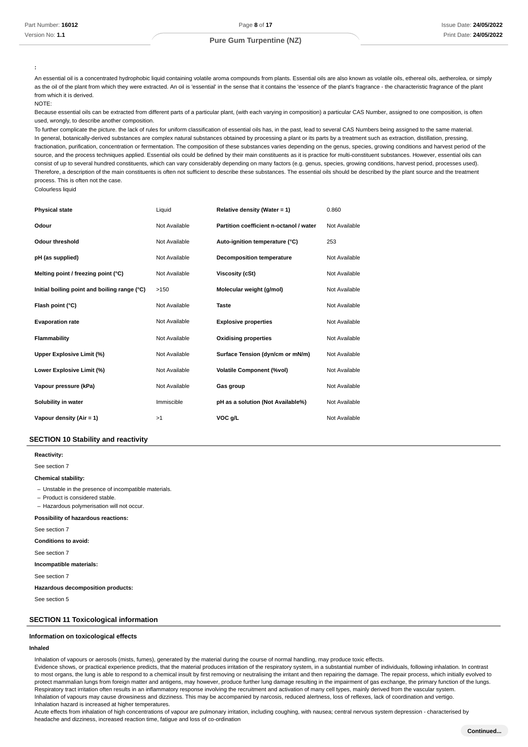:

An essential oil is a concentrated hydrophobic liquid containing volatile aroma compounds from plants. Essential oils are also known as volatile oils, ethereal oils, aetherolea, or simply as the oil of the plant from which they were extracted. An oil is 'essential' in the sense that it contains the 'essence of' the plant's fragrance - the characteristic fragrance of the plant from which it is derived.

NOTE:

Because essential oils can be extracted from different parts of a particular plant, (with each varying in composition) a particular CAS Number, assigned to one composition, is often used, wrongly, to describe another composition.

To further complicate the picture. the lack of rules for uniform classification of essential oils has, in the past, lead to several CAS Numbers being assigned to the same material. In general, botanically-derived substances are complex natural substances obtained by processing a plant or its parts by a treatment such as extraction, distillation, pressing, fractionation, purification, concentration or fermentation. The composition of these substances varies depending on the genus, species, growing conditions and harvest period of the source, and the process techniques applied. Essential oils could be defined by their main constituents as it is practice for multi-constituent substances. However, essential oils can consist of up to several hundred constituents, which can vary considerably depending on many factors (e.g. genus, species, growing conditions, harvest period, processes used). Therefore, a description of the main constituents is often not sufficient to describe these substances. The essential oils should be described by the plant source and the treatment process. This is often not the case.

Colourless liquid

| | | | |
|---|---|---|---|
| **Physical state** | Liquid | **Relative density (Water = 1)** | 0.860 |
| **Odour** | Not Available | **Partition coefficient n-octanol / water** | Not Available |
| **Odour threshold** | Not Available | **Auto-ignition temperature (°C)** | 253 |
| **pH (as supplied)** | Not Available | **Decomposition temperature** | Not Available |
| **Melting point / freezing point (°C)** | Not Available | **Viscosity (cSt)** | Not Available |
| **Initial boiling point and boiling range (°C)** | >150 | **Molecular weight (g/mol)** | Not Available |
| **Flash point (°C)** | Not Available | **Taste** | Not Available |
| **Evaporation rate** | Not Available | **Explosive properties** | Not Available |
| **Flammability** | Not Available | **Oxidising properties** | Not Available |
| **Upper Explosive Limit (%)** | Not Available | **Surface Tension (dyn/cm or mN/m)** | Not Available |
| **Lower Explosive Limit (%)** | Not Available | **Volatile Component (%vol)** | Not Available |
| **Vapour pressure (kPa)** | Not Available | **Gas group** | Not Available |
| **Solubility in water** | Immiscible | **pH as a solution (Not Available%)** | Not Available |
| **Vapour density (Air = 1)** | >1 | **VOC g/L** | Not Available |

## SECTION 10 Stability and reactivity

**Reactivity:**

See section 7

**Chemical stability:**

- Unstable in the presence of incompatible materials.
- Product is considered stable.
- Hazardous polymerisation will not occur.

**Possibility of hazardous reactions:**

See section 7

**Conditions to avoid:**

See section 7

**Incompatible materials:**

See section 7

**Hazardous decomposition products:**

See section 5

## SECTION 11 Toxicological information

### Information on toxicological effects

**Inhaled**

Inhalation of vapours or aerosols (mists, fumes), generated by the material during the course of normal handling, may produce toxic effects.

Evidence shows, or practical experience predicts, that the material produces irritation of the respiratory system, in a substantial number of individuals, following inhalation. In contrast to most organs, the lung is able to respond to a chemical insult by first removing or neutralising the irritant and then repairing the damage. The repair process, which initially evolved to protect mammalian lungs from foreign matter and antigens, may however, produce further lung damage resulting in the impairment of gas exchange, the primary function of the lungs. Respiratory tract irritation often results in an inflammatory response involving the recruitment and activation of many cell types, mainly derived from the vascular system.

Inhalation of vapours may cause drowsiness and dizziness. This may be accompanied by narcosis, reduced alertness, loss of reflexes, lack of coordination and vertigo.

Inhalation hazard is increased at higher temperatures.

Acute effects from inhalation of high concentrations of vapour are pulmonary irritation, including coughing, with nausea; central nervous system depression - characterised by headache and dizziness, increased reaction time, fatigue and loss of co-ordination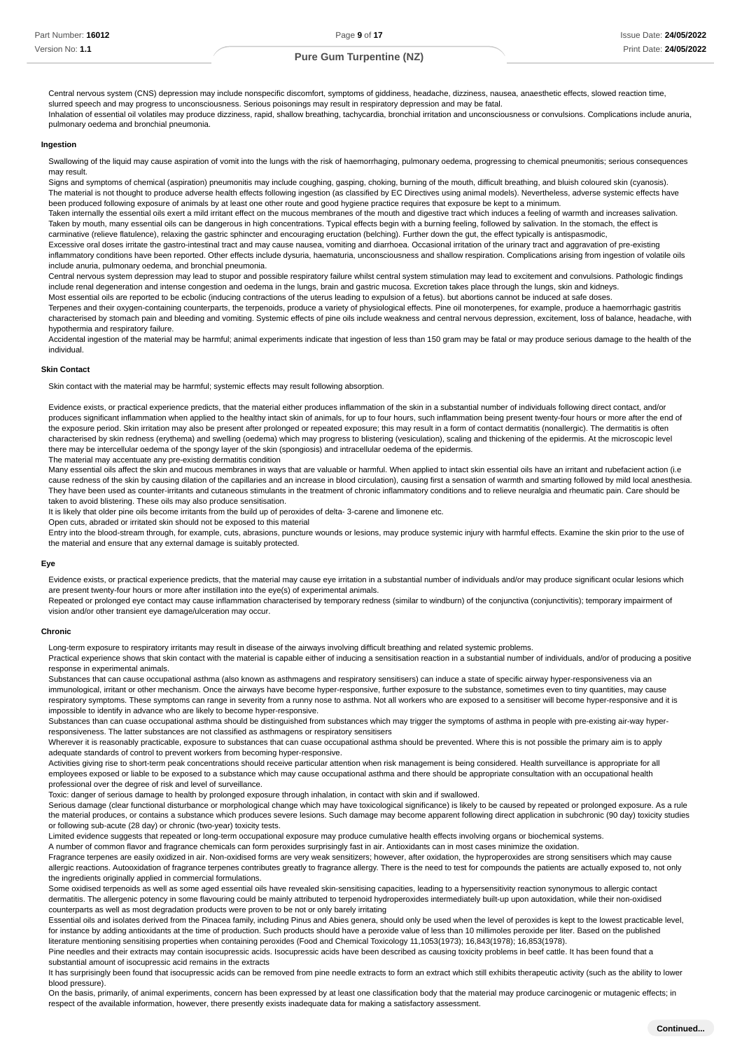Central nervous system (CNS) depression may include nonspecific discomfort, symptoms of giddiness, headache, dizziness, nausea, anaesthetic effects, slowed reaction time, slurred speech and may progress to unconsciousness. Serious poisonings may result in respiratory depression and may be fatal.
Inhalation of essential oil volatiles may produce dizziness, rapid, shallow breathing, tachycardia, bronchial irritation and unconsciousness or convulsions. Complications include anuria, pulmonary oedema and bronchial pneumonia.

#### Ingestion

Swallowing of the liquid may cause aspiration of vomit into the lungs with the risk of haemorrhaging, pulmonary oedema, progressing to chemical pneumonitis; serious consequences may result.
Signs and symptoms of chemical (aspiration) pneumonitis may include coughing, gasping, choking, burning of the mouth, difficult breathing, and bluish coloured skin (cyanosis).
The material is not thought to produce adverse health effects following ingestion (as classified by EC Directives using animal models). Nevertheless, adverse systemic effects have been produced following exposure of animals by at least one other route and good hygiene practice requires that exposure be kept to a minimum.
Taken internally the essential oils exert a mild irritant effect on the mucous membranes of the mouth and digestive tract which induces a feeling of warmth and increases salivation. Taken by mouth, many essential oils can be dangerous in high concentrations. Typical effects begin with a burning feeling, followed by salivation. In the stomach, the effect is carminative (relieve flatulence), relaxing the gastric sphincter and encouraging eructation (belching). Further down the gut, the effect typically is antispasmodic,
Excessive oral doses irritate the gastro-intestinal tract and may cause nausea, vomiting and diarrhoea. Occasional irritation of the urinary tract and aggravation of pre-existing inflammatory conditions have been reported. Other effects include dysuria, haematuria, unconsciousness and shallow respiration. Complications arising from ingestion of volatile oils include anuria, pulmonary oedema, and bronchial pneumonia.
Central nervous system depression may lead to stupor and possible respiratory failure whilst central system stimulation may lead to excitement and convulsions. Pathologic findings include renal degeneration and intense congestion and oedema in the lungs, brain and gastric mucosa. Excretion takes place through the lungs, skin and kidneys.
Most essential oils are reported to be ecbolic (inducing contractions of the uterus leading to expulsion of a fetus). but abortions cannot be induced at safe doses.
Terpenes and their oxygen-containing counterparts, the terpenoids, produce a variety of physiological effects. Pine oil monoterpenes, for example, produce a haemorrhagic gastritis characterised by stomach pain and bleeding and vomiting. Systemic effects of pine oils include weakness and central nervous depression, excitement, loss of balance, headache, with hypothermia and respiratory failure.
Accidental ingestion of the material may be harmful; animal experiments indicate that ingestion of less than 150 gram may be fatal or may produce serious damage to the health of the individual.

#### Skin Contact

Skin contact with the material may be harmful; systemic effects may result following absorption.

Evidence exists, or practical experience predicts, that the material either produces inflammation of the skin in a substantial number of individuals following direct contact, and/or produces significant inflammation when applied to the healthy intact skin of animals, for up to four hours, such inflammation being present twenty-four hours or more after the end of the exposure period. Skin irritation may also be present after prolonged or repeated exposure; this may result in a form of contact dermatitis (nonallergic). The dermatitis is often characterised by skin redness (erythema) and swelling (oedema) which may progress to blistering (vesiculation), scaling and thickening of the epidermis. At the microscopic level there may be intercellular oedema of the spongy layer of the skin (spongiosis) and intracellular oedema of the epidermis.
The material may accentuate any pre-existing dermatitis condition
Many essential oils affect the skin and mucous membranes in ways that are valuable or harmful. When applied to intact skin essential oils have an irritant and rubefacient action (i.e cause redness of the skin by causing dilation of the capillaries and an increase in blood circulation), causing first a sensation of warmth and smarting followed by mild local anesthesia. They have been used as counter-irritants and cutaneous stimulants in the treatment of chronic inflammatory conditions and to relieve neuralgia and rheumatic pain. Care should be taken to avoid blistering. These oils may also produce sensitisation.
It is likely that older pine oils become irritants from the build up of peroxides of delta- 3-carene and limonene etc.
Open cuts, abraded or irritated skin should not be exposed to this material
Entry into the blood-stream through, for example, cuts, abrasions, puncture wounds or lesions, may produce systemic injury with harmful effects. Examine the skin prior to the use of the material and ensure that any external damage is suitably protected.

#### Eye

Evidence exists, or practical experience predicts, that the material may cause eye irritation in a substantial number of individuals and/or may produce significant ocular lesions which are present twenty-four hours or more after instillation into the eye(s) of experimental animals.
Repeated or prolonged eye contact may cause inflammation characterised by temporary redness (similar to windburn) of the conjunctiva (conjunctivitis); temporary impairment of vision and/or other transient eye damage/ulceration may occur.

#### Chronic

Long-term exposure to respiratory irritants may result in disease of the airways involving difficult breathing and related systemic problems.
Practical experience shows that skin contact with the material is capable either of inducing a sensitisation reaction in a substantial number of individuals, and/or of producing a positive response in experimental animals.
Substances that can cause occupational asthma (also known as asthmagens and respiratory sensitisers) can induce a state of specific airway hyper-responsiveness via an immunological, irritant or other mechanism. Once the airways have become hyper-responsive, further exposure to the substance, sometimes even to tiny quantities, may cause respiratory symptoms. These symptoms can range in severity from a runny nose to asthma. Not all workers who are exposed to a sensitiser will become hyper-responsive and it is impossible to identify in advance who are likely to become hyper-responsive.
Substances than can cuase occupational asthma should be distinguished from substances which may trigger the symptoms of asthma in people with pre-existing air-way hyper-responsiveness. The latter substances are not classified as asthmagens or respiratory sensitisers
Wherever it is reasonably practicable, exposure to substances that can cuase occupational asthma should be prevented. Where this is not possible the primary aim is to apply adequate standards of control to prevent workers from becoming hyper-responsive.
Activities giving rise to short-term peak concentrations should receive particular attention when risk management is being considered. Health surveillance is appropriate for all employees exposed or liable to be exposed to a substance which may cause occupational asthma and there should be appropriate consultation with an occupational health professional over the degree of risk and level of surveillance.
Toxic: danger of serious damage to health by prolonged exposure through inhalation, in contact with skin and if swallowed.
Serious damage (clear functional disturbance or morphological change which may have toxicological significance) is likely to be caused by repeated or prolonged exposure. As a rule the material produces, or contains a substance which produces severe lesions. Such damage may become apparent following direct application in subchronic (90 day) toxicity studies or following sub-acute (28 day) or chronic (two-year) toxicity tests.
Limited evidence suggests that repeated or long-term occupational exposure may produce cumulative health effects involving organs or biochemical systems.
A number of common flavor and fragrance chemicals can form peroxides surprisingly fast in air. Antioxidants can in most cases minimize the oxidation.
Fragrance terpenes are easily oxidized in air. Non-oxidised forms are very weak sensitizers; however, after oxidation, the hyproperoxides are strong sensitisers which may cause allergic reactions. Autooxidation of fragrance terpenes contributes greatly to fragrance allergy. There is the need to test for compounds the patients are actually exposed to, not only the ingredients originally applied in commercial formulations.
Some oxidised terpenoids as well as some aged essential oils have revealed skin-sensitising capacities, leading to a hypersensitivity reaction synonymous to allergic contact dermatitis. The allergenic potency in some flavouring could be mainly attributed to terpenoid hydroperoxides intermediately built-up upon autoxidation, while their non-oxidised counterparts as well as most degradation products were proven to be not or only barely irritating
Essential oils and isolates derived from the Pinacea family, including Pinus and Abies genera, should only be used when the level of peroxides is kept to the lowest practicable level, for instance by adding antioxidants at the time of production. Such products should have a peroxide value of less than 10 millimoles peroxide per liter. Based on the published literature mentioning sensitising properties when containing peroxides (Food and Chemical Toxicology 11,1053(1973); 16,843(1978); 16,853(1978).
Pine needles and their extracts may contain isocupressic acids. Isocupressic acids have been described as causing toxicity problems in beef cattle. It has been found that a substantial amount of isocupressic acid remains in the extracts
It has surprisingly been found that isocupressic acids can be removed from pine needle extracts to form an extract which still exhibits therapeutic activity (such as the ability to lower blood pressure).
On the basis, primarily, of animal experiments, concern has been expressed by at least one classification body that the material may produce carcinogenic or mutagenic effects; in respect of the available information, however, there presently exists inadequate data for making a satisfactory assessment.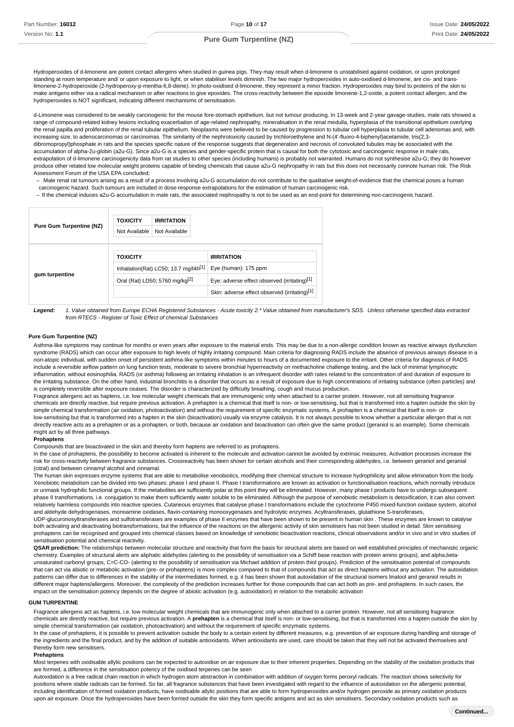Hydroperoxides of d-limonene are potent contact allergens when studied in guinea pigs. They may result when d-limonene is unstabilised against oxidation, or upon prolonged standing at room temperature and/ or upon exposure to light, or when stabiliser levels diminish. The two major hydroperoxides in auto-oxidised d-limonene, are cis- and trans-limonene-2-hydroperoxide (2-hydroperoxy-p-mentha-6,8-diene). In photo-oxidised d-limonene, they represent a minor fraction. Hydroperoxides may bind to proteins of the skin to make antigens either via a radical mechanism or after reactions to give epoxides. The cross-reactivity between the epoxide limonene-1,2-oxide, a potent contact allergen, and the hydroperoxides is NOT significant, indicating different mechanisms of sensitisation.

d-Limonene was considered to be weakly carcinogenic for the mouse fore-stomach epithelium, but not tumour producing. In 13-week and 2-year gavage-studies, male rats showed a range of compound-related kidney lesions including exacerbation of age-related nephropathy, mineralisation in the renal medulla, hyperplasia of the transitional epithelium overlying the renal papilla and proliferation of the renal tubular epithelium. Neoplasms were believed to be caused by progression to tubular cell hyperplasia to tubular cell adenomas and, with increasing size, to adenocarcinomas or carcinomas. The similarity of the nephrotoxicity caused by trichloroethylene and N-(4'-fluoro-4-biphenyl)acetamide, tris(2,3-dibromopropyl)phosphate in rats and the species specific nature of the response suggests that degeneration and necrosis of convoluted tubules may be associated with the accumulation of alpha-2u-globin (a2u-G). Since a2u-G is a species and gender-specific protein that is causal for both the cytotoxic and carcinogenic response in male rats, extrapolation of d-limonene carcinogenicity data from rat studies to other species (including humans) is probably not warranted. Humans do not synthesise a2u-G; they do however produce other related low molecular weight proteins capable of binding chemicals that cause a2u-G nephropathy in rats but this does not necessarily connote human risk. The Risk Assessment Forum of the USA EPA concluded;

- Male renal rat tumours arising as a result of a process involving a2u-G accumulation do not contribute to the qualitative weight-of-evidence that the chemical poses a human carcinogenic hazard. Such tumours are included in dose-response extrapolations for the estimation of human carcinogenic risk.
- If the chemical induces a2u-G accumulation in male rats, the associated nephropathy is not to be used as an end-point for determining non-carcinogenic hazard.

| Pure Gum Turpentine (NZ) | TOXICITY | IRRITATION |
|---|---|---|
| | Not Available | Not Available |

| gum turpentine | TOXICITY | IRRITATION |
|---|---|---|
| | Inhalation(Rat) LC50; 13.7 mg/l4h[1] | Eye (human): 175 ppm |
| | Oral (Rat) LD50; 5760 mg/kg[2] | Eye: adverse effect observed (irritating)[1] |
| | | Skin: adverse effect observed (irritating)[1] |

**Legend:** *1. Value obtained from Europe ECHA Registered Substances - Acute toxicity 2.\* Value obtained from manufacturer's SDS. Unless otherwise specified data extracted from RTECS - Register of Toxic Effect of chemical Substances*

**Pure Gum Turpentine (NZ)**

Asthma-like symptoms may continue for months or even years after exposure to the material ends. This may be due to a non-allergic condition known as reactive airways dysfunction syndrome (RADS) which can occur after exposure to high levels of highly irritating compound. Main criteria for diagnosing RADS include the absence of previous airways disease in a non-atopic individual, with sudden onset of persistent asthma-like symptoms within minutes to hours of a documented exposure to the irritant. Other criteria for diagnosis of RADS include a reversible airflow pattern on lung function tests, moderate to severe bronchial hyperreactivity on methacholine challenge testing, and the lack of minimal lymphocytic inflammation, without eosinophilia. RADS (or asthma) following an irritating inhalation is an infrequent disorder with rates related to the concentration of and duration of exposure to the irritating substance. On the other hand, industrial bronchitis is a disorder that occurs as a result of exposure due to high concentrations of irritating substance (often particles) and is completely reversible after exposure ceases. The disorder is characterized by difficulty breathing, cough and mucus production.

Fragrance allergens act as haptens, i.e. low molecular weight chemicals that are immunogenic only when attached to a carrier protein. However, not all sensitising fragrance chemicals are directly reactive, but require previous activation. A prehapten is a chemical that itself is non- or low-sensitising, but that is transformed into a hapten outside the skin by simple chemical transformation (air oxidation, photoactivation) and without the requirement of specific enzymatic systems. A prohapten is a chemical that itself is non- or low-sensitising but that is transformed into a hapten in the skin (bioactivation) usually via enzyme catalysis. It is not always possible to know whether a particular allergen that is not directly reactive acts as a prehapten or as a prohapten, or both, because air oxidation and bioactivation can often give the same product (geraniol is an example). Some chemicals might act by all three pathways.

**Prohaptens**

Compounds that are bioactivated in the skin and thereby form haptens are referred to as prohaptens.

In the case of prohaptens, the possibility to become activated is inherent to the molecule and activation cannot be avoided by extrinsic measures. Activation processes increase the risk for cross-reactivity between fragrance substances. Crossreactivity has been shown for certain alcohols and their corresponding aldehydes, i.e. between geraniol and geranial (citral) and between cinnamyl alcohol and cinnamal.

The human skin expresses enzyme systems that are able to metabolise xenobiotics, modifying their chemical structure to increase hydrophilicity and allow elimination from the body. Xenobiotic metabolism can be divided into two phases: phase I and phase II. Phase I transformations are known as activation or functionalisation reactions, which normally introduce or unmask hydrophilic functional groups. If the metabolites are sufficiently polar at this point they will be eliminated. However, many phase I products have to undergo subsequent phase II transformations, i.e. conjugation to make them sufficiently water soluble to be eliminated. Although the purpose of xenobiotic metabolism is detoxification, it can also convert relatively harmless compounds into reactive species. Cutaneous enzymes that catalyse phase I transformations include the cytochrome P450 mixed-function oxidase system, alcohol and aldehyde dehydrogenases, monoamine oxidases, flavin-containing monooxygenases and hydrolytic enzymes. Acyltransferases, glutathione S-transferases, UDP-glucuronosyltransferases and sulfotransferases are examples of phase II enzymes that have been shown to be present in human skin . These enzymes are known to catalyse both activating and deactivating biotransformations, but the influence of the reactions on the allergenic activity of skin sensitisers has not been studied in detail. Skin sensitising prohaptens can be recognised and grouped into chemical classes based on knowledge of xenobiotic bioactivation reactions, clinical observations and/or in vivo and in vitro studies of sensitisation potential and chemical reactivity.

**QSAR prediction:** The relationships between molecular structure and reactivity that form the basis for structural alerts are based on well established principles of mechanistic organic chemistry. Examples of structural alerts are aliphatic aldehydes (alerting to the possibility of sensitisation via a Schiff base reaction with protein amino groups), and alpha,beta-unsaturated carbonyl groups, C=C-CO- (alerting to the possibility of sensitisation via Michael addition of protein thiol groups). Prediction of the sensitisation potential of compounds that can act via abiotic or metabolic activation (pre- or prohaptens) is more complex compared to that of compounds that act as direct haptens without any activation. The autoxidation patterns can differ due to differences in the stability of the intermediates formed, e.g. it has been shown that autoxidation of the structural isomers linalool and geraniol results in different major haptens/allergens. Moreover, the complexity of the prediction increases further for those compounds that can act both as pre- and prohaptens. In such cases, the impact on the sensitisation potency depends on the degree of abiotic activation (e.g. autoxidation) in relation to the metabolic activation

**GUM TURPENTINE**

Fragrance allergens act as haptens, i.e. low molecular weight chemicals that are immunogenic only when attached to a carrier protein. However, not all sensitising fragrance chemicals are directly reactive, but require previous activation. A **prehapten** is a chemical that itself is non- or low-sensitising, but that is transformed into a hapten outside the skin by simple chemical transformation (air oxidation, photoactivation) and without the requirement of specific enzymatic systems.

In the case of prehaptens, it is possible to prevent activation outside the body to a certain extent by different measures, e.g. prevention of air exposure during handling and storage of the ingredients and the final product, and by the addition of suitable antioxidants. When antioxidants are used, care should be taken that they will not be activated themselves and thereby form new sensitisers.

**Prehaptens**

Most terpenes with oxidisable allylic positions can be expected to autoxidise on air exposure due to their inherent properties. Depending on the stability of the oxidation products that are formed, a difference in the sensitisation potency of the oxidised terpenes can be seen

Autoxidation is a free radical chain reaction in which hydrogen atom abstraction in combination with addition of oxygen forms peroxyl radicals. The reaction shows selectivity for positions where stable radicals can be formed. So far, all fragrance substances that have been investigated with regard to the influence of autoxidation on the allergenic potential, including identification of formed oxidation products, have oxidisable allylic positions that are able to form hydroperoxides and/or hydrogen peroxide as primary oxidation products upon air exposure. Once the hydroperoxides have been formed outside the skin they form specific antigens and act as skin sensitisers. Secondary oxidation products such as

**Continued...**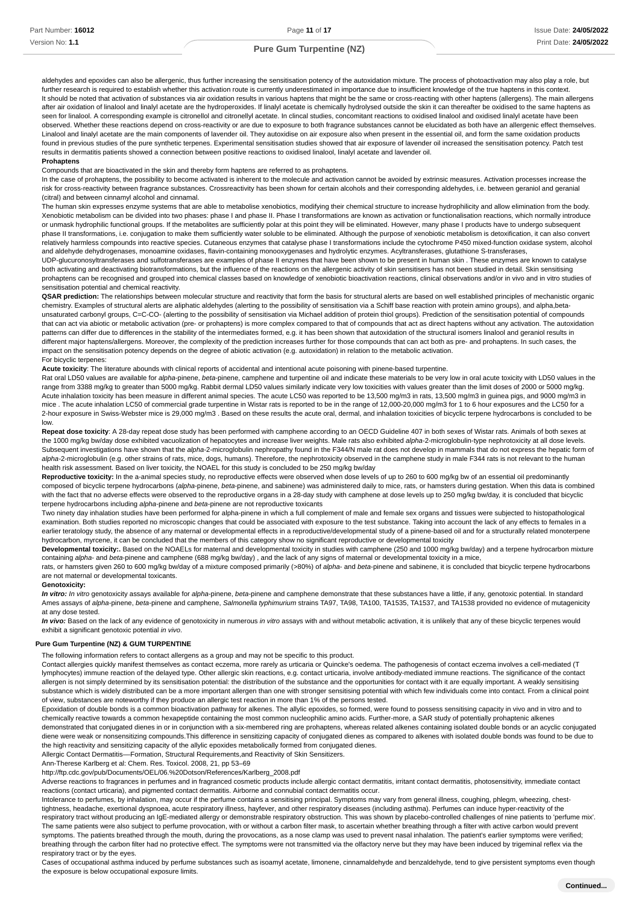aldehydes and epoxides can also be allergenic, thus further increasing the sensitisation potency of the autoxidation mixture. The process of photoactivation may also play a role, but further research is required to establish whether this activation route is currently underestimated in importance due to insufficient knowledge of the true haptens in this context.
It should be noted that activation of substances via air oxidation results in various haptens that might be the same or cross-reacting with other haptens (allergens). The main allergens after air oxidation of linalool and linalyl acetate are the hydroperoxides. If linalyl acetate is chemically hydrolysed outside the skin it can thereafter be oxidised to the same haptens as seen for linalool. A corresponding example is citronellol and citronellyl acetate. In clincal studies, concomitant reactions to oxidised linalool and oxidised linalyl acetate have been observed. Whether these reactions depend on cross-reactivity or are due to exposure to both fragrance substances cannot be elucidated as both have an allergenic effect themselves. Linalool and linalyl acetate are the main components of lavender oil. They autoxidise on air exposure also when present in the essential oil, and form the same oxidation products found in previous studies of the pure synthetic terpenes. Experimental sensitisation studies showed that air exposure of lavender oil increased the sensitisation potency. Patch test results in dermatitis patients showed a connection between positive reactions to oxidised linalool, linalyl acetate and lavender oil.

**Prohaptens**

Compounds that are bioactivated in the skin and thereby form haptens are referred to as prohaptens.
In the case of prohaptens, the possibility to become activated is inherent to the molecule and activation cannot be avoided by extrinsic measures. Activation processes increase the risk for cross-reactivity between fragrance substances. Crossreactivity has been shown for certain alcohols and their corresponding aldehydes, i.e. between geraniol and geranial (citral) and between cinnamyl alcohol and cinnamal.
The human skin expresses enzyme systems that are able to metabolise xenobiotics, modifying their chemical structure to increase hydrophilicity and allow elimination from the body. Xenobiotic metabolism can be divided into two phases: phase I and phase II. Phase I transformations are known as activation or functionalisation reactions, which normally introduce or unmask hydrophilic functional groups. If the metabolites are sufficiently polar at this point they will be eliminated. However, many phase I products have to undergo subsequent phase II transformations, i.e. conjugation to make them sufficiently water soluble to be eliminated. Although the purpose of xenobiotic metabolism is detoxification, it can also convert relatively harmless compounds into reactive species. Cutaneous enzymes that catalyse phase I transformations include the cytochrome P450 mixed-function oxidase system, alcohol and aldehyde dehydrogenases, monoamine oxidases, flavin-containing monooxygenases and hydrolytic enzymes. Acyltransferases, glutathione S-transferases, UDP-glucuronosyltransferases and sulfotransferases are examples of phase II enzymes that have been shown to be present in human skin . These enzymes are known to catalyse both activating and deactivating biotransformations, but the influence of the reactions on the allergenic activity of skin sensitisers has not been studied in detail. Skin sensitising prohaptens can be recognised and grouped into chemical classes based on knowledge of xenobiotic bioactivation reactions, clinical observations and/or in vivo and in vitro studies of sensitisation potential and chemical reactivity.

**QSAR prediction:** The relationships between molecular structure and reactivity that form the basis for structural alerts are based on well established principles of mechanistic organic chemistry. Examples of structural alerts are aliphatic aldehydes (alerting to the possibility of sensitisation via a Schiff base reaction with protein amino groups), and alpha,beta-unsaturated carbonyl groups, C=C-CO- (alerting to the possibility of sensitisation via Michael addition of protein thiol groups). Prediction of the sensitisation potential of compounds that can act via abiotic or metabolic activation (pre- or prohaptens) is more complex compared to that of compounds that act as direct haptens without any activation. The autoxidation patterns can differ due to differences in the stability of the intermediates formed, e.g. it has been shown that autoxidation of the structural isomers linalool and geraniol results in different major haptens/allergens. Moreover, the complexity of the prediction increases further for those compounds that can act both as pre- and prohaptens. In such cases, the impact on the sensitisation potency depends on the degree of abiotic activation (e.g. autoxidation) in relation to the metabolic activation.
For bicyclic terpenes:

**Acute toxicity**: The literature abounds with clinical reports of accidental and intentional acute poisoning with pinene-based turpentine.
Rat oral LD50 values are available for *alpha*-pinene, *beta*-pinene, camphene and turpentine oil and indicate these materials to be very low in oral acute toxicity with LD50 values in the range from 3388 mg/kg to greater than 5000 mg/kg. Rabbit dermal LD50 values similarly indicate very low toxicities with values greater than the limit doses of 2000 or 5000 mg/kg. Acute inhalation toxicity has been measure in different animal species. The acute LC50 was reported to be 13,500 mg/m3 in rats, 13,500 mg/m3 in guinea pigs, and 9000 mg/m3 in mice . The acute inhalation LC50 of commercial grade turpentine in Wistar rats is reported to be in the range of 12,000-20,000 mg/m3 for 1 to 6 hour exposures and the LC50 for a 2-hour exposure in Swiss-Webster mice is 29,000 mg/m3 . Based on these results the acute oral, dermal, and inhalation toxicities of bicyclic terpene hydrocarbons is concluded to be low.

**Repeat dose toxicity**: A 28-day repeat dose study has been performed with camphene according to an OECD Guideline 407 in both sexes of Wistar rats. Animals of both sexes at the 1000 mg/kg bw/day dose exhibited vacuolization of hepatocytes and increase liver weights. Male rats also exhibited *alpha*-2-microglobulin-type nephrotoxicity at all dose levels. Subsequent investigations have shown that the *alpha*-2-microglobulin nephropathy found in the F344/N male rat does not develop in mammals that do not express the hepatic form of *alpha*-2-microglobulin (e.g. other strains of rats, mice, dogs, humans). Therefore, the nephrotoxicity observed in the camphene study in male F344 rats is not relevant to the human health risk assessment. Based on liver toxicity, the NOAEL for this study is concluded to be 250 mg/kg bw/day

**Reproductive toxicity:** In the a-animal species study, no reproductive effects were observed when dose levels of up to 260 to 600 mg/kg bw of an essential oil predominantly composed of bicyclic terpene hydrocarbons (*alpha*-pinene, *beta*-pinene, and sabinene) was administered daily to mice, rats, or hamsters during gestation. When this data is combined with the fact that no adverse effects were observed to the reproductive organs in a 28-day study with camphene at dose levels up to 250 mg/kg bw/day, it is concluded that bicyclic terpene hydrocarbons including *alpha*-pinene and *beta*-pinene are not reproductive toxicants
Two ninety day inhalation studies have been performed for alpha-pinene in which a full complement of male and female sex organs and tissues were subjected to histopathological examination. Both studies reported no microscopic changes that could be associated with exposure to the test substance. Taking into account the lack of any effects to females in a earlier teratology study, the absence of any maternal or developmental effects in a reproductive/developmental study of a pinene-based oil and for a structurally related monoterpene hydrocarbon, myrcene, it can be concluded that the members of this category show no significant reproductive or developmental toxicity

**Developmental toxicity:**. Based on the NOAELs for maternal and developmental toxicity in studies with camphene (250 and 1000 mg/kg bw/day) and a terpene hydrocarbon mixture containing *alpha*- and *beta*-pinene and camphene (688 mg/kg bw/day) , and the lack of any signs of maternal or developmental toxicity in a mice,
rats, or hamsters given 260 to 600 mg/kg bw/day of a mixture composed primarily (>80%) of *alpha*- and *beta*-pinene and sabinene, it is concluded that bicyclic terpene hydrocarbons are not maternal or developmental toxicants.

**Genotoxicity:**

***In vitro:*** *In vitro* genotoxicity assays available for *alpha*-pinene, *beta*-pinene and camphene demonstrate that these substances have a little, if any, genotoxic potential. In standard Ames assays of *alpha*-pinene, *beta*-pinene and camphene, *Salmonella typhimurium* strains TA97, TA98, TA100, TA1535, TA1537, and TA1538 provided no evidence of mutagenicity at any dose tested.

***In vivo:*** Based on the lack of any evidence of genotoxicity in numerous *in vitro* assays with and without metabolic activation, it is unlikely that any of these bicyclic terpenes would exhibit a significant genotoxic potential *in vivo*.

**Pure Gum Turpentine (NZ) & GUM TURPENTINE**

The following information refers to contact allergens as a group and may not be specific to this product.
Contact allergies quickly manifest themselves as contact eczema, more rarely as urticaria or Quincke's oedema. The pathogenesis of contact eczema involves a cell-mediated (T lymphocytes) immune reaction of the delayed type. Other allergic skin reactions, e.g. contact urticaria, involve antibody-mediated immune reactions. The significance of the contact allergen is not simply determined by its sensitisation potential: the distribution of the substance and the opportunities for contact with it are equally important. A weakly sensitising substance which is widely distributed can be a more important allergen than one with stronger sensitising potential with which few individuals come into contact. From a clinical point of view, substances are noteworthy if they produce an allergic test reaction in more than 1% of the persons tested.
Epoxidation of double bonds is a common bioactivation pathway for alkenes. The allylic epoxides, so formed, were found to possess sensitising capacity in vivo and in vitro and to chemically reactive towards a common hexapeptide containing the most common nucleophilic amino acids. Further-more, a SAR study of potentially prohaptenic alkenes demonstrated that conjugated dienes in or in conjunction with a six-membered ring are prohaptens, whereas related alkenes containing isolated double bonds or an acyclic conjugated diene were weak or nonsensitizing compounds.This difference in sensitizing capacity of conjugated dienes as compared to alkenes with isolated double bonds was found to be due to the high reactivity and sensitizing capacity of the allylic epoxides metabolically formed from conjugated dienes.
Allergic Contact Dermatitis—Formation, Structural Requirements,and Reactivity of Skin Sensitizers.
Ann-Therese Karlberg et al: Chem. Res. Toxicol. 2008, 21, pp 53–69
http://ftp.cdc.gov/pub/Documents/OEL/06.%20Dotson/References/Karlberg_2008.pdf
Adverse reactions to fragrances in perfumes and in fragranced cosmetic products include allergic contact dermatitis, irritant contact dermatitis, photosensitivity, immediate contact reactions (contact urticaria), and pigmented contact dermatitis. Airborne and connubial contact dermatitis occur.
Intolerance to perfumes, by inhalation, may occur if the perfume contains a sensitising principal. Symptoms may vary from general illness, coughing, phlegm, wheezing, chest-tightness, headache, exertional dyspnoea, acute respiratory illness, hayfever, and other respiratory diseases (including asthma). Perfumes can induce hyper-reactivity of the respiratory tract without producing an IgE-mediated allergy or demonstrable respiratory obstruction. This was shown by placebo-controlled challenges of nine patients to 'perfume mix'. The same patients were also subject to perfume provocation, with or without a carbon filter mask, to ascertain whether breathing through a filter with active carbon would prevent symptoms. The patients breathed through the mouth, during the provocations, as a nose clamp was used to prevent nasal inhalation. The patient's earlier symptoms were verified; breathing through the carbon filter had no protective effect. The symptoms were not transmitted via the olfactory nerve but they may have been induced by trigeminal reflex via the respiratory tract or by the eyes.
Cases of occupational asthma induced by perfume substances such as isoamyl acetate, limonene, cinnamaldehyde and benzaldehyde, tend to give persistent symptoms even though the exposure is below occupational exposure limits.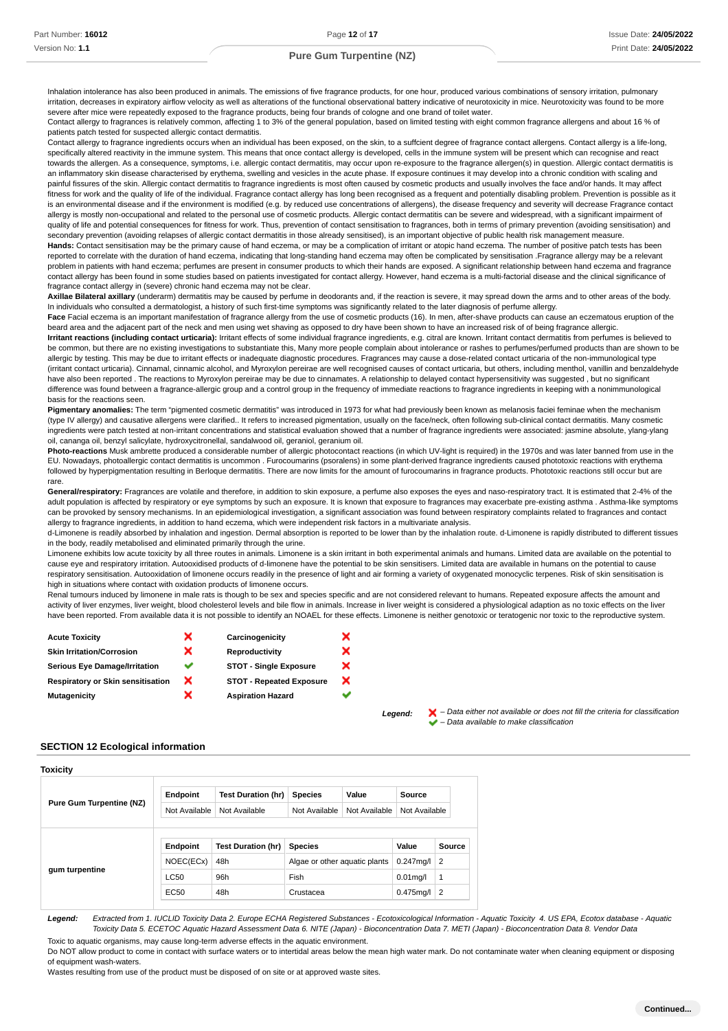Inhalation intolerance has also been produced in animals. The emissions of five fragrance products, for one hour, produced various combinations of sensory irritation, pulmonary irritation, decreases in expiratory airflow velocity as well as alterations of the functional observational battery indicative of neurotoxicity in mice. Neurotoxicity was found to be more severe after mice were repeatedly exposed to the fragrance products, being four brands of cologne and one brand of toilet water.
Contact allergy to fragrances is relatively common, affecting 1 to 3% of the general population, based on limited testing with eight common fragrance allergens and about 16 % of patients patch tested for suspected allergic contact dermatitis.
Contact allergy to fragrance ingredients occurs when an individual has been exposed, on the skin, to a suffcient degree of fragrance contact allergens. Contact allergy is a life-long, specifically altered reactivity in the immune system. This means that once contact allergy is developed, cells in the immune system will be present which can recognise and react towards the allergen. As a consequence, symptoms, i.e. allergic contact dermatitis, may occur upon re-exposure to the fragrance allergen(s) in question. Allergic contact dermatitis is an inflammatory skin disease characterised by erythema, swelling and vesicles in the acute phase. If exposure continues it may develop into a chronic condition with scaling and painful fissures of the skin. Allergic contact dermatitis to fragrance ingredients is most often caused by cosmetic products and usually involves the face and/or hands. It may affect fitness for work and the quality of life of the individual. Fragrance contact allergy has long been recognised as a frequent and potentially disabling problem. Prevention is possible as it is an environmental disease and if the environment is modified (e.g. by reduced use concentrations of allergens), the disease frequency and severity will decrease Fragrance contact allergy is mostly non-occupational and related to the personal use of cosmetic products. Allergic contact dermatitis can be severe and widespread, with a significant impairment of quality of life and potential consequences for fitness for work. Thus, prevention of contact sensitisation to fragrances, both in terms of primary prevention (avoiding sensitisation) and secondary prevention (avoiding relapses of allergic contact dermatitis in those already sensitised), is an important objective of public health risk management measure.
**Hands:** Contact sensitisation may be the primary cause of hand eczema, or may be a complication of irritant or atopic hand eczema. The number of positive patch tests has been reported to correlate with the duration of hand eczema, indicating that long-standing hand eczema may often be complicated by sensitisation .Fragrance allergy may be a relevant problem in patients with hand eczema; perfumes are present in consumer products to which their hands are exposed. A significant relationship between hand eczema and fragrance contact allergy has been found in some studies based on patients investigated for contact allergy. However, hand eczema is a multi-factorial disease and the clinical significance of fragrance contact allergy in (severe) chronic hand eczema may not be clear.
**Axillae Bilateral axillary** (underarm) dermatitis may be caused by perfume in deodorants and, if the reaction is severe, it may spread down the arms and to other areas of the body. In individuals who consulted a dermatologist, a history of such first-time symptoms was significantly related to the later diagnosis of perfume allergy.
**Face** Facial eczema is an important manifestation of fragrance allergy from the use of cosmetic products (16). In men, after-shave products can cause an eczematous eruption of the beard area and the adjacent part of the neck and men using wet shaving as opposed to dry have been shown to have an increased risk of of being fragrance allergic.
**Irritant reactions (including contact urticaria):** Irritant effects of some individual fragrance ingredients, e.g. citral are known. Irritant contact dermatitis from perfumes is believed to be common, but there are no existing investigations to substantiate this, Many more people complain about intolerance or rashes to perfumes/perfumed products than are shown to be allergic by testing. This may be due to irritant effects or inadequate diagnostic procedures. Fragrances may cause a dose-related contact urticaria of the non-immunological type (irritant contact urticaria). Cinnamal, cinnamic alcohol, and Myroxylon pereirae are well recognised causes of contact urticaria, but others, including menthol, vanillin and benzaldehyde have also been reported . The reactions to Myroxylon pereirae may be due to cinnamates. A relationship to delayed contact hypersensitivity was suggested , but no significant difference was found between a fragrance-allergic group and a control group in the frequency of immediate reactions to fragrance ingredients in keeping with a nonimmunological basis for the reactions seen.
**Pigmentary anomalies:** The term "pigmented cosmetic dermatitis" was introduced in 1973 for what had previously been known as melanosis faciei feminae when the mechanism (type IV allergy) and causative allergens were clarified.. It refers to increased pigmentation, usually on the face/neck, often following sub-clinical contact dermatitis. Many cosmetic ingredients were patch tested at non-irritant concentrations and statistical evaluation showed that a number of fragrance ingredients were associated: jasmine absolute, ylang-ylang oil, cananga oil, benzyl salicylate, hydroxycitronellal, sandalwood oil, geraniol, geranium oil.
**Photo-reactions** Musk ambrette produced a considerable number of allergic photocontact reactions (in which UV-light is required) in the 1970s and was later banned from use in the EU. Nowadays, photoallergic contact dermatitis is uncommon . Furocoumarins (psoralens) in some plant-derived fragrance ingredients caused phototoxic reactions with erythema followed by hyperpigmentation resulting in Berloque dermatitis. There are now limits for the amount of furocoumarins in fragrance products. Phototoxic reactions still occur but are rare.
**General/respiratory:** Fragrances are volatile and therefore, in addition to skin exposure, a perfume also exposes the eyes and naso-respiratory tract. It is estimated that 2-4% of the adult population is affected by respiratory or eye symptoms by such an exposure. It is known that exposure to fragrances may exacerbate pre-existing asthma . Asthma-like symptoms can be provoked by sensory mechanisms. In an epidemiological investigation, a significant association was found between respiratory complaints related to fragrances and contact allergy to fragrance ingredients, in addition to hand eczema, which were independent risk factors in a multivariate analysis.
d-Limonene is readily absorbed by inhalation and ingestion. Dermal absorption is reported to be lower than by the inhalation route. d-Limonene is rapidly distributed to different tissues in the body, readily metabolised and eliminated primarily through the urine.
Limonene exhibits low acute toxicity by all three routes in animals. Limonene is a skin irritant in both experimental animals and humans. Limited data are available on the potential to cause eye and respiratory irritation. Autooxidised products of d-limonene have the potential to be skin sensitisers. Limited data are available in humans on the potential to cause respiratory sensitisation. Autooxidation of limonene occurs readily in the presence of light and air forming a variety of oxygenated monocyclic terpenes. Risk of skin sensitisation is high in situations where contact with oxidation products of limonene occurs.
Renal tumours induced by limonene in male rats is though to be sex and species specific and are not considered relevant to humans. Repeated exposure affects the amount and activity of liver enzymes, liver weight, blood cholesterol levels and bile flow in animals. Increase in liver weight is considered a physiological adaption as no toxic effects on the liver have been reported. From available data it is not possible to identify an NOAEL for these effects. Limonene is neither genotoxic or teratogenic nor toxic to the reproductive system.

| | | | |
|---|---|---|---|
| **Acute Toxicity** | ✗ | **Carcinogenicity** | ✗ |
| **Skin Irritation/Corrosion** | ✗ | **Reproductivity** | ✗ |
| **Serious Eye Damage/Irritation** | ✔ | **STOT - Single Exposure** | ✗ |
| **Respiratory or Skin sensitisation** | ✗ | **STOT - Repeated Exposure** | ✗ |
| **Mutagenicity** | ✗ | **Aspiration Hazard** | ✔ |

*Legend:* ✗ *– Data either not available or does not fill the criteria for classification*
✔ *– Data available to make classification*

## SECTION 12 Ecological information

### Toxicity

**Pure Gum Turpentine (NZ)**

| Endpoint | Test Duration (hr) | Species | Value | Source |
|---|---|---|---|---|
| Not Available | Not Available | Not Available | Not Available | Not Available |

**gum turpentine**

| Endpoint | Test Duration (hr) | Species | Value | Source |
|---|---|---|---|---|
| NOEC(ECx) | 48h | Algae or other aquatic plants | 0.247mg/l | 2 |
| LC50 | 96h | Fish | 0.01mg/l | 1 |
| EC50 | 48h | Crustacea | 0.475mg/l | 2 |

*Legend:* *Extracted from 1. IUCLID Toxicity Data 2. Europe ECHA Registered Substances - Ecotoxicological Information - Aquatic Toxicity 4. US EPA, Ecotox database - Aquatic Toxicity Data 5. ECETOC Aquatic Hazard Assessment Data 6. NITE (Japan) - Bioconcentration Data 7. METI (Japan) - Bioconcentration Data 8. Vendor Data*

Toxic to aquatic organisms, may cause long-term adverse effects in the aquatic environment.
Do NOT allow product to come in contact with surface waters or to intertidal areas below the mean high water mark. Do not contaminate water when cleaning equipment or disposing of equipment wash-waters.
Wastes resulting from use of the product must be disposed of on site or at approved waste sites.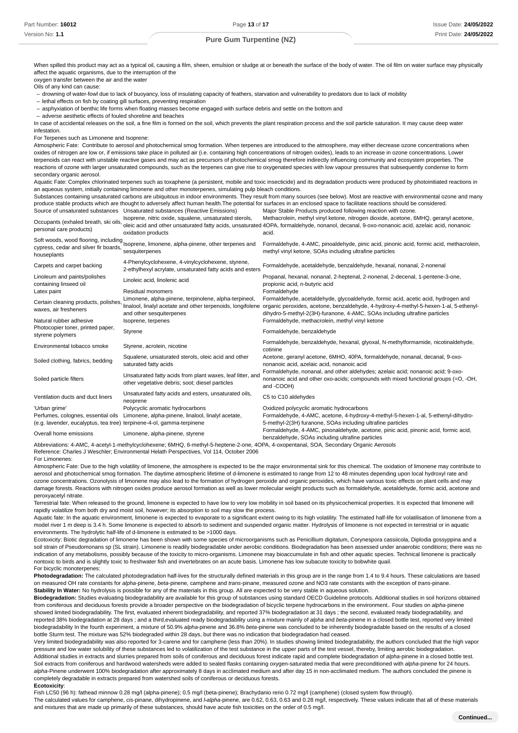When spilled this product may act as a typical oil, causing a film, sheen, emulsion or sludge at or beneath the surface of the body of water. The oil film on water surface may physically affect the aquatic organisms, due to the interruption of the
oxygen transfer between the air and the water
Oils of any kind can cause:

- drowning of water-fowl due to lack of buoyancy, loss of insulating capacity of feathers, starvation and vulnerability to predators due to lack of mobility
- lethal effects on fish by coating gill surfaces, preventing respiration
- asphyxiation of benthic life forms when floating masses become engaged with surface debris and settle on the bottom and
- adverse aesthetic effects of fouled shoreline and beaches

In case of accidental releases on the soil, a fine film is formed on the soil, which prevents the plant respiration process and the soil particle saturation. It may cause deep water infestation.

For Terpenes such as Limonene and Isoprene:

Atmospheric Fate: Contribute to aerosol and photochemical smog formation. When terpenes are introduced to the atmosphere, may either decrease ozone concentrations when oxides of nitrogen are low or, if emissions take place in polluted air (i.e. containing high concentrations of nitrogen oxides), leads to an increase in ozone concentrations. Lower terpenoids can react with unstable reactive gases and may act as precursors of photochemical smog therefore indirectly influencing community and ecosystem properties. The reactions of ozone with larger unsaturated compounds, such as the terpenes can give rise to oxygenated species with low vapour pressures that subsequently condense to form secondary organic aerosol.

Aquatic Fate: Complex chlorinated terpenes such as toxaphene (a persistent, mobile and toxic insecticide) and its degradation products were produced by photoinitiated reactions in an aqueous system, initially containing limonene and other monoterpenes, simulating pulp bleach conditions.

Substances containing unsaturated carbons are ubiquitous in indoor environments. They result from many sources (see below). Most are reactive with environmental ozone and many produce stable products which are thought to adversely affect human health.The potential for surfaces in an enclosed space to facilitate reactions should be considered.

| Source of unsaturated substances | Unsaturated substances (Reactive Emissions) | Major Stable Products produced following reaction with ozone. |
|---|---|---|
| Occupants (exhaled breath, ski oils, personal care products) | Isoprene, nitric oxide, squalene, unsaturated sterols, oleic acid and other unsaturated fatty acids, unsaturated oxidation products | Methacrolein, methyl vinyl ketone, nitrogen dioxide, acetone, 6MHQ, geranyl acetone, 4OPA, formaldehyde, nonanol, decanal, 9-oxo-nonanoic acid, azelaic acid, nonanoic acid. |
| Soft woods, wood flooring, including cypress, cedar and silver fir boards, houseplants | Isoprene, limonene, alpha-pinene, other terpenes and sesquiterpenes | Formaldehyde, 4-AMC, pinoaldehyde, pinic acid, pinonic acid, formic acid, methacrolein, methyl vinyl ketone, SOAs including ultrafine particles |
| Carpets and carpet backing | 4-Phenylcyclohexene, 4-vinylcyclohexene, styrene, 2-ethylhexyl acrylate, unsaturated fatty acids and esters | Formaldehyde, acetaldehyde, benzaldehyde, hexanal, nonanal, 2-nonenal |
| Linoleum and paints/polishes containing linseed oil | Linoleic acid, linolenic acid | Propanal, hexanal, nonanal, 2-heptenal, 2-nonenal, 2-decenal, 1-pentene-3-one, propionic acid, n-butyric acid |
| Latex paint | Residual monomers | Formaldehyde |
| Certain cleaning products, polishes, waxes, air fresheners | Limonene, alpha-pinene, terpinolene, alpha-terpineol, linalool, linalyl acetate and other terpenoids, longifolene and other sesquiterpenes | Formaldehyde, acetaldehyde, glycoaldehyde, formic acid, acetic acid, hydrogen and organic peroxides, acetone, benzaldehyde, 4-hydroxy-4-methyl-5-hexen-1-al, 5-ethenyl-dihydro-5-methyl-2(3H)-furanone, 4-AMC, SOAs including ultrafine particles |
| Natural rubber adhesive | Isoprene, terpenes | Formaldehyde, methacrolein, methyl vinyl ketone |
| Photocopier toner, printed paper, styrene polymers | Styrene | Formaldehyde, benzaldehyde |
| Environmental tobacco smoke | Styrene, acrolein, nicotine | Formaldehyde, benzaldehyde, hexanal, glyoxal, N-methylformamide, nicotinaldehyde, cotinine |
| Soiled clothing, fabrics, bedding | Squalene, unsaturated sterols, oleic acid and other saturated fatty acids | Acetone, geranyl acetone, 6MHO, 40PA, formaldehyde, nonanal, decanal, 9-oxo-nonanoic acid, azelaic acid, nonanoic acid |
| Soiled particle filters | Unsaturated fatty acids from plant waxes, leaf litter, and other vegetative debris; soot; diesel particles | Formaldehyde, nonanal, and other aldehydes; azelaic acid; nonanoic acid; 9-oxo-nonanoic acid and other oxo-acids; compounds with mixed functional groups (=O, -OH, and -COOH) |
| Ventilation ducts and duct liners | Unsaturated fatty acids and esters, unsaturated oils, neoprene | C5 to C10 aldehydes |
| 'Urban grime' | Polycyclic aromatic hydrocarbons | Oxidized polycyclic aromatic hydrocarbons |
| Perfumes, colognes, essential oils (e.g. lavender, eucalyptus, tea tree) | Limonene, alpha-pinene, linalool, linalyl acetate, terpinene-4-ol, gamma-terpinene | Formaldehyde, 4-AMC, acetone, 4-hydroxy-4-methyl-5-hexen-1-al, 5-ethenyl-dihydro-5-methyl-2(3H) furanone, SOAs including ultrafine particles |
| Overall home emissions | Limonene, alpha-pinene, styrene | Formaldehyde, 4-AMC, pinonaldehyde, acetone, pinic acid, pinonic acid, formic acid, benzaldehyde, SOAs including ultrafine particles |

Abbreviations: 4-AMC, 4-acetyl-1-methylcyclohexene; 6MHQ, 6-methyl-5-heptene-2-one, 4OPA, 4-oxopentanal, SOA, Secondary Organic Aerosols
Reference: Charles J Weschler; Environmental Helath Perspectives, Vol 114, October 2006
For Limonenes:

Atmospheric Fate: Due to the high volatility of limonene, the atmosphere is expected to be the major environmental sink for this chemical. The oxidation of limonene may contribute to aerosol and photochemical smog formation. The daytime atmospheric lifetime of d-limonene is estimated to range from 12 to 48 minutes depending upon local hydroxyl rate and ozone concentrations. Ozonolysis of limonene may also lead to the formation of hydrogen peroxide and organic peroxides, which have various toxic effects on plant cells and may damage forests. Reactions with nitrogen oxides produce aerosol formation as well as lower molecular weight products such as formaldehyde, acetaldehyde, formic acid, acetone and peroxyacetyl nitrate.

Terrestrial fate: When released to the ground, limonene is expected to have low to very low mobility in soil based on its physicochemical properties. It is expected that limonene will rapidly volatilize from both dry and moist soil, however; its absorption to soil may slow the process.

Aquatic fate: In the aquatic environment, limonene is expected to evaporate to a significant extent owing to its high volatility. The estimated half-life for volatilisation of limonene from a model river 1 m deep is 3.4 h. Some limonene is expected to absorb to sediment and suspended organic matter. Hydrolysis of limonene is not expected in terrestrial or in aquatic environments. The hydrolytic half-life of d-limonene is estimated to be >1000 days.

Ecotoxicity: Biotic degradation of limonene has been shown with some species of microorganisms such as Penicillium digitatum, Corynespora cassiicola, Diplodia gossyppina and a soil strain of Pseudomonans sp (SL strain). Limonene is readily biodegradable under aerobic conditions. Biodegradation has been assessed under anaerobic conditions; there was no indication of any metabolisms, possibly because of the toxicity to micro-organisms. Limonene may bioaccumulate in fish and other aquatic species. Technical limonene is practically nontoxic to birds and is slightly toxic to freshwater fish and invertebrates on an acute basis. Limonene has low subacute toxicity to bobwhite quail.

For bicyclic monoterpenes:

**Photodegradation:** The calculated photodegradation half-lives for the structurally defined materials in this group are in the range from 1.4 to 9.4 hours. These calculations are based on measured OH rate constants for *alpha*-pinene, *beta*-pinene, camphene and *trans*-pinane, measured ozone and NO3 rate constants with the exception of *trans*-pinane.

**Stability In Water:** No hydrolysis is possible for any of the materials in this group. All are expected to be very stable in aqueous solution.

**Biodegradation:** Studies evaluating biodegradability are available for this group of substances using standard OECD Guideline protocols. Additional studies in soil horizons obtained from coniferous and deciduous forests provide a broader perspective on the biodegradation of bicyclic terpene hydrocarbons in the environment.. Four studies on *alpha*-pinene showed limited biodegradability. The first, evaluated inherent biodegradability, and reported 37% biodegradation at 31 days ; the second, evaluated ready biodegradability, and reported 38% biodegradation at 28 days ; and a third,evaluated ready biodegradability using a mixture mainly of *alpha* and *beta*-pinene in a closed bottle test, reported very limited biodegradability In the fourth experiment, a mixture of 50.9% *alpha*-pinene and 36.8% *beta*-pinene was concluded to be inherently biodegradable based on the results of a closed bottle Sturm test. The mixture was 52% biodegraded within 28 days, but there was no indication that biodegradation had ceased.

Very limited biodegradability was also reported for 3-carene and for camphene (less than 20%). In studies showing limited biodegradability, the authors concluded that the high vapor pressure and low water solubility of these substances led to volatilization of the test substance in the upper parts of the test vessel, thereby, limiting aerobic biodegradation.

Additional studies in extracts and slurries prepared from soils of coniferous and deciduous forest indicate rapid and complete biodegradation of *alpha*-pinene in a closed bottle test. Soil extracts from coniferous and hardwood watersheds were added to sealed flasks containing oxygen-saturated media that were preconditioned with *alpha*-pinene for 24 hours. *alpha*-Pinene underwent 100% biodegradation after approximately 8 days in acclimated medium and after day 15 in non-acclimated medium. The authors concluded the pinene is completely degradable in extracts prepared from watershed soils of coniferous or deciduous forests.

**Ecotoxicity**:

Fish LC50 (96 h): fathead minnow 0.28 mg/l (alpha-pinene); 0.5 mg/l (beta-pinene); Brachydanio rerio 0.72 mg/l (camphene) (closed system flow through).

The calculated values for camphene, *cis*-pinane, dihydropinene, and *l-alpha*-pinene, are 0.62, 0.63, 0.63 and 0.28 mg/l, respectively. These values indicate that all of these materials and mixtures that are made up primarily of these substances, should have acute fish toxicities on the order of 0.5 mg/l.

**Continued...**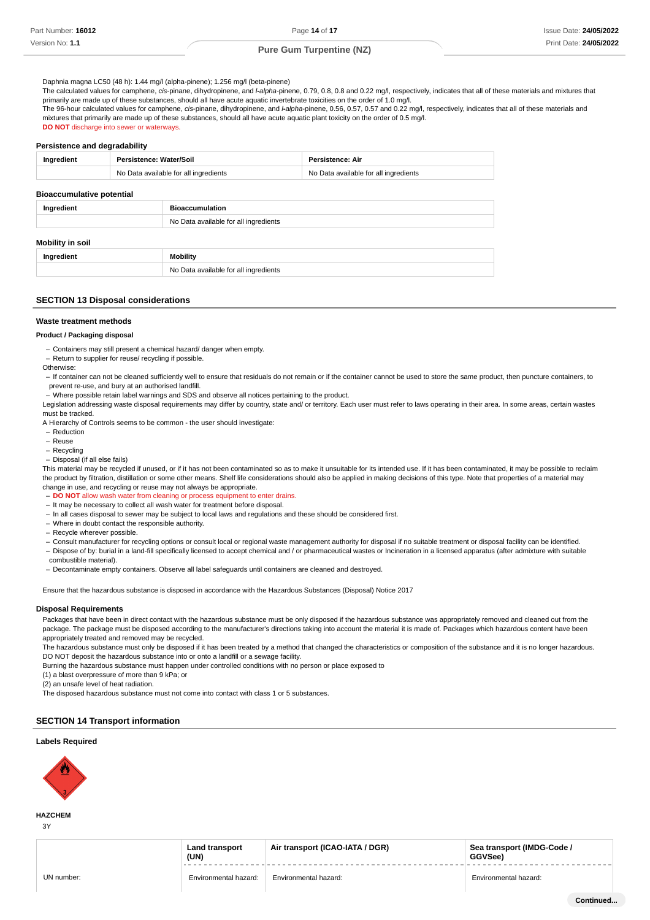Daphnia magna LC50 (48 h): 1.44 mg/l (alpha-pinene); 1.256 mg/l (beta-pinene)

The calculated values for camphene, *cis*-pinane, dihydropinene, and *l*-*alpha*-pinene, 0.79, 0.8, 0.8 and 0.22 mg/l, respectively, indicates that all of these materials and mixtures that primarily are made up of these substances, should all have acute aquatic invertebrate toxicities on the order of 1.0 mg/l.

The 96-hour calculated values for camphene, *cis*-pinane, dihydropinene, and *l*-*alpha*-pinene, 0.56, 0.57, 0.57 and 0.22 mg/l, respectively, indicates that all of these materials and mixtures that primarily are made up of these substances, should all have acute aquatic plant toxicity on the order of 0.5 mg/l.

**DO NOT** discharge into sewer or waterways.

### Persistence and degradability

| Ingredient | Persistence: Water/Soil | Persistence: Air |
|---|---|---|
| | No Data available for all ingredients | No Data available for all ingredients |

### Bioaccumulative potential

| Ingredient | Bioaccumulation |
|---|---|
| | No Data available for all ingredients |

### Mobility in soil

| Ingredient | Mobility |
|---|---|
| | No Data available for all ingredients |

## SECTION 13 Disposal considerations

### Waste treatment methods

**Product / Packaging disposal**

- Containers may still present a chemical hazard/ danger when empty.
- Return to supplier for reuse/ recycling if possible.

Otherwise:

- If container can not be cleaned sufficiently well to ensure that residuals do not remain or if the container cannot be used to store the same product, then puncture containers, to prevent re-use, and bury at an authorised landfill.
- Where possible retain label warnings and SDS and observe all notices pertaining to the product.

Legislation addressing waste disposal requirements may differ by country, state and/ or territory. Each user must refer to laws operating in their area. In some areas, certain wastes must be tracked.

A Hierarchy of Controls seems to be common - the user should investigate:

- Reduction
- Reuse
- Recycling
- Disposal (if all else fails)

This material may be recycled if unused, or if it has not been contaminated so as to make it unsuitable for its intended use. If it has been contaminated, it may be possible to reclaim the product by filtration, distillation or some other means. Shelf life considerations should also be applied in making decisions of this type. Note that properties of a material may change in use, and recycling or reuse may not always be appropriate.

- **DO NOT** allow wash water from cleaning or process equipment to enter drains.
- It may be necessary to collect all wash water for treatment before disposal.
- In all cases disposal to sewer may be subject to local laws and regulations and these should be considered first.
- Where in doubt contact the responsible authority.
- Recycle wherever possible.
- Consult manufacturer for recycling options or consult local or regional waste management authority for disposal if no suitable treatment or disposal facility can be identified.
- Dispose of by: burial in a land-fill specifically licensed to accept chemical and / or pharmaceutical wastes or Incineration in a licensed apparatus (after admixture with suitable combustible material).
- Decontaminate empty containers. Observe all label safeguards until containers are cleaned and destroyed.

Ensure that the hazardous substance is disposed in accordance with the Hazardous Substances (Disposal) Notice 2017

### Disposal Requirements

Packages that have been in direct contact with the hazardous substance must be only disposed if the hazardous substance was appropriately removed and cleaned out from the package. The package must be disposed according to the manufacturer's directions taking into account the material it is made of. Packages which hazardous content have been appropriately treated and removed may be recycled.

The hazardous substance must only be disposed if it has been treated by a method that changed the characteristics or composition of the substance and it is no longer hazardous.

DO NOT deposit the hazardous substance into or onto a landfill or a sewage facility.

Burning the hazardous substance must happen under controlled conditions with no person or place exposed to

(1) a blast overpressure of more than 9 kPa; or

(2) an unsafe level of heat radiation.

The disposed hazardous substance must not come into contact with class 1 or 5 substances.

## SECTION 14 Transport information

### Labels Required

**HAZCHEM**

3Y

| | Land transport (UN) | Air transport (ICAO-IATA / DGR) | Sea transport (IMDG-Code / GGVSee) |
|---|---|---|---|
| UN number: | Environmental hazard: | Environmental hazard: | Environmental hazard: |

Continued...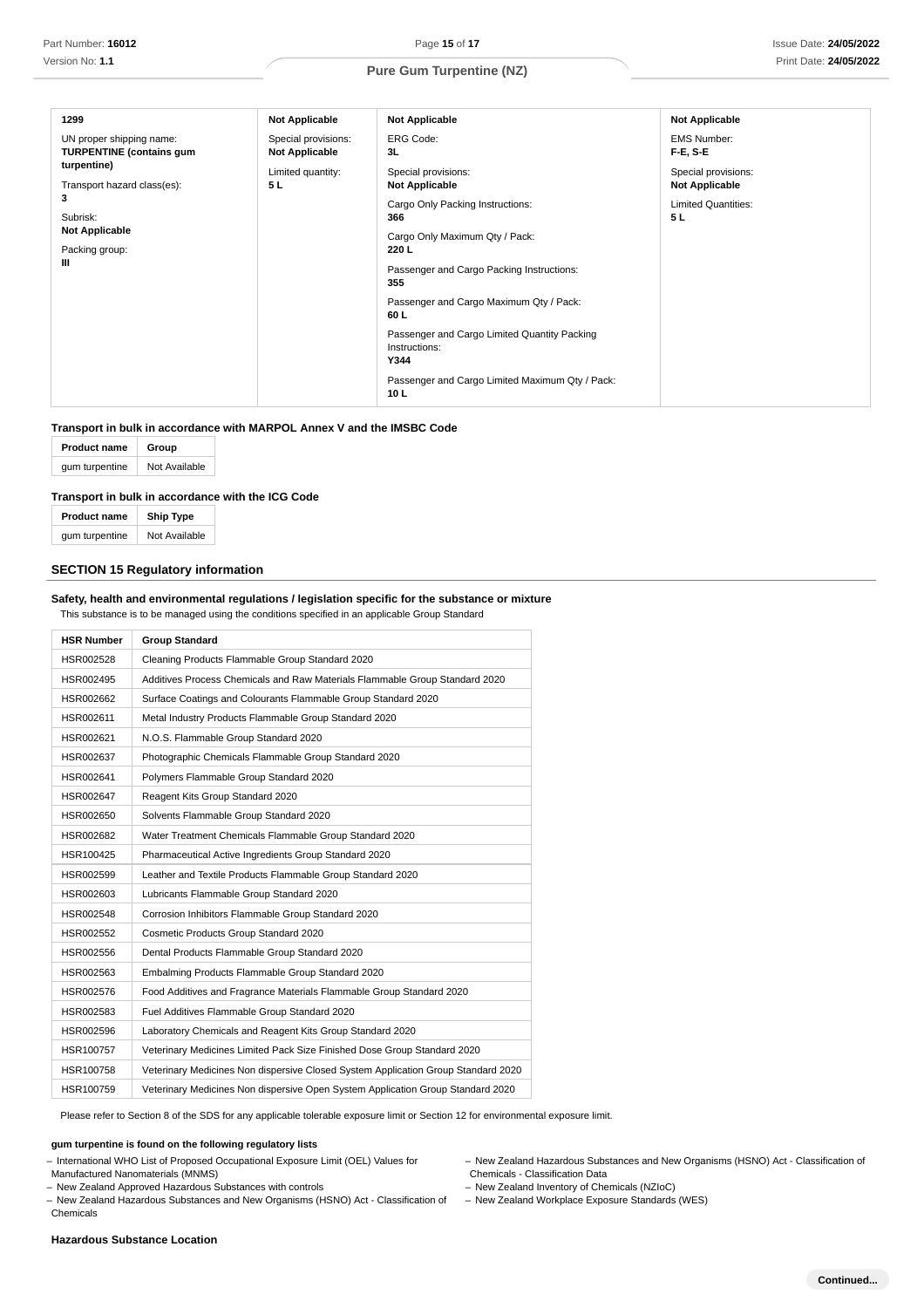| 1299 | Not Applicable | Not Applicable | Not Applicable |
|---|---|---|---|
| UN proper shipping name: **TURPENTINE (contains gum turpentine)** | Special provisions: **Not Applicable** | ERG Code: **3L** | EMS Number: **F-E, S-E** |
| Transport hazard class(es): **3** | Limited quantity: **5 L** | Special provisions: **Not Applicable** | Special provisions: **Not Applicable** |
| Subrisk: **Not Applicable** | | Cargo Only Packing Instructions: **366** | Limited Quantities: **5 L** |
| Packing group: **III** | | Cargo Only Maximum Qty / Pack: **220 L** | |
| | | Passenger and Cargo Packing Instructions: **355** | |
| | | Passenger and Cargo Maximum Qty / Pack: **60 L** | |
| | | Passenger and Cargo Limited Quantity Packing Instructions: **Y344** | |
| | | Passenger and Cargo Limited Maximum Qty / Pack: **10 L** | |

**Transport in bulk in accordance with MARPOL Annex V and the IMSBC Code**

| Product name | Group |
|---|---|
| gum turpentine | Not Available |

**Transport in bulk in accordance with the ICG Code**

| Product name | Ship Type |
|---|---|
| gum turpentine | Not Available |

## SECTION 15 Regulatory information

**Safety, health and environmental regulations / legislation specific for the substance or mixture**

This substance is to be managed using the conditions specified in an applicable Group Standard

| HSR Number | Group Standard |
|---|---|
| HSR002528 | Cleaning Products Flammable Group Standard 2020 |
| HSR002495 | Additives Process Chemicals and Raw Materials Flammable Group Standard 2020 |
| HSR002662 | Surface Coatings and Colourants Flammable Group Standard 2020 |
| HSR002611 | Metal Industry Products Flammable Group Standard 2020 |
| HSR002621 | N.O.S. Flammable Group Standard 2020 |
| HSR002637 | Photographic Chemicals Flammable Group Standard 2020 |
| HSR002641 | Polymers Flammable Group Standard 2020 |
| HSR002647 | Reagent Kits Group Standard 2020 |
| HSR002650 | Solvents Flammable Group Standard 2020 |
| HSR002682 | Water Treatment Chemicals Flammable Group Standard 2020 |
| HSR100425 | Pharmaceutical Active Ingredients Group Standard 2020 |
| HSR002599 | Leather and Textile Products Flammable Group Standard 2020 |
| HSR002603 | Lubricants Flammable Group Standard 2020 |
| HSR002548 | Corrosion Inhibitors Flammable Group Standard 2020 |
| HSR002552 | Cosmetic Products Group Standard 2020 |
| HSR002556 | Dental Products Flammable Group Standard 2020 |
| HSR002563 | Embalming Products Flammable Group Standard 2020 |
| HSR002576 | Food Additives and Fragrance Materials Flammable Group Standard 2020 |
| HSR002583 | Fuel Additives Flammable Group Standard 2020 |
| HSR002596 | Laboratory Chemicals and Reagent Kits Group Standard 2020 |
| HSR100757 | Veterinary Medicines Limited Pack Size Finished Dose Group Standard 2020 |
| HSR100758 | Veterinary Medicines Non dispersive Closed System Application Group Standard 2020 |
| HSR100759 | Veterinary Medicines Non dispersive Open System Application Group Standard 2020 |

Please refer to Section 8 of the SDS for any applicable tolerable exposure limit or Section 12 for environmental exposure limit.

**gum turpentine is found on the following regulatory lists**

- International WHO List of Proposed Occupational Exposure Limit (OEL) Values for Manufactured Nanomaterials (MNMS)
- New Zealand Approved Hazardous Substances with controls
- New Zealand Hazardous Substances and New Organisms (HSNO) Act - Classification of Chemicals
- New Zealand Hazardous Substances and New Organisms (HSNO) Act - Classification of Chemicals - Classification Data
- New Zealand Inventory of Chemicals (NZIoC)
- New Zealand Workplace Exposure Standards (WES)

**Hazardous Substance Location**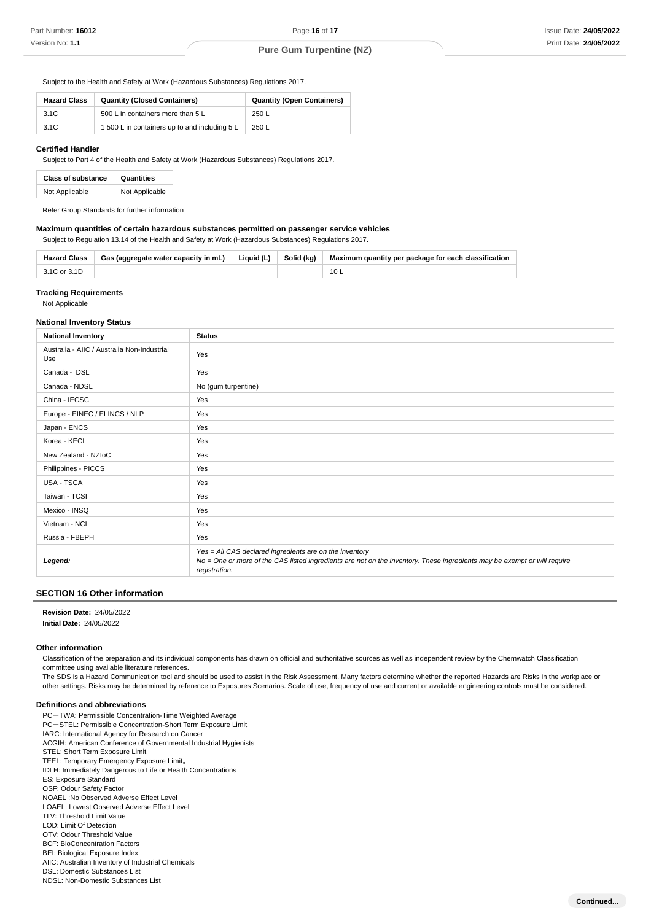Subject to the Health and Safety at Work (Hazardous Substances) Regulations 2017.

| Hazard Class | Quantity (Closed Containers) | Quantity (Open Containers) |
| --- | --- | --- |
| 3.1C | 500 L in containers more than 5 L | 250 L |
| 3.1C | 1 500 L in containers up to and including 5 L | 250 L |

#### Certified Handler

Subject to Part 4 of the Health and Safety at Work (Hazardous Substances) Regulations 2017.

| Class of substance | Quantities |
| --- | --- |
| Not Applicable | Not Applicable |

Refer Group Standards for further information

#### Maximum quantities of certain hazardous substances permitted on passenger service vehicles

Subject to Regulation 13.14 of the Health and Safety at Work (Hazardous Substances) Regulations 2017.

| Hazard Class | Gas (aggregate water capacity in mL) | Liquid (L) | Solid (kg) | Maximum quantity per package for each classification |
| --- | --- | --- | --- | --- |
| 3.1C or 3.1D | | | | 10 L |

#### Tracking Requirements

Not Applicable

#### National Inventory Status

| National Inventory | Status |
| --- | --- |
| Australia - AIIC / Australia Non-Industrial Use | Yes |
| Canada - DSL | Yes |
| Canada - NDSL | No (gum turpentine) |
| China - IECSC | Yes |
| Europe - EINEC / ELINCS / NLP | Yes |
| Japan - ENCS | Yes |
| Korea - KECI | Yes |
| New Zealand - NZIoC | Yes |
| Philippines - PICCS | Yes |
| USA - TSCA | Yes |
| Taiwan - TCSI | Yes |
| Mexico - INSQ | Yes |
| Vietnam - NCI | Yes |
| Russia - FBEPH | Yes |
| *Legend:* | *Yes = All CAS declared ingredients are on the inventory*<br>*No = One or more of the CAS listed ingredients are not on the inventory. These ingredients may be exempt or will require registration.* |

## SECTION 16 Other information

**Revision Date:** 24/05/2022
**Initial Date:** 24/05/2022

#### Other information

Classification of the preparation and its individual components has drawn on official and authoritative sources as well as independent review by the Chemwatch Classification committee using available literature references.
The SDS is a Hazard Communication tool and should be used to assist in the Risk Assessment. Many factors determine whether the reported Hazards are Risks in the workplace or other settings. Risks may be determined by reference to Exposures Scenarios. Scale of use, frequency of use and current or available engineering controls must be considered.

#### Definitions and abbreviations

PC－TWA: Permissible Concentration-Time Weighted Average
PC－STEL: Permissible Concentration-Short Term Exposure Limit
IARC: International Agency for Research on Cancer
ACGIH: American Conference of Governmental Industrial Hygienists
STEL: Short Term Exposure Limit
TEEL: Temporary Emergency Exposure Limit。
IDLH: Immediately Dangerous to Life or Health Concentrations
ES: Exposure Standard
OSF: Odour Safety Factor
NOAEL :No Observed Adverse Effect Level
LOAEL: Lowest Observed Adverse Effect Level
TLV: Threshold Limit Value
LOD: Limit Of Detection
OTV: Odour Threshold Value
BCF: BioConcentration Factors
BEI: Biological Exposure Index
AIIC: Australian Inventory of Industrial Chemicals
DSL: Domestic Substances List
NDSL: Non-Domestic Substances List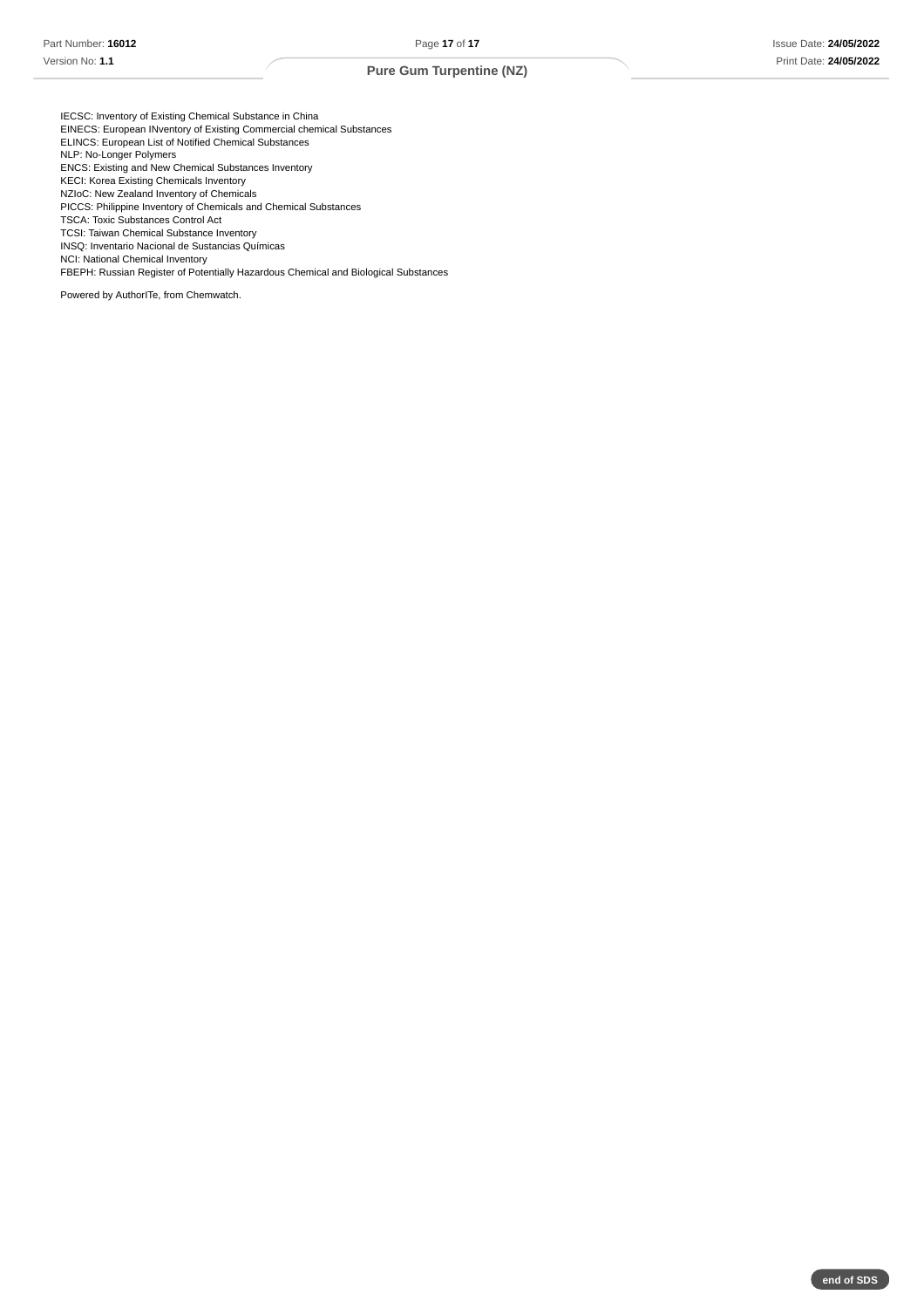IECSC: Inventory of Existing Chemical Substance in China
EINECS: European INventory of Existing Commercial chemical Substances
ELINCS: European List of Notified Chemical Substances
NLP: No-Longer Polymers
ENCS: Existing and New Chemical Substances Inventory
KECI: Korea Existing Chemicals Inventory
NZIoC: New Zealand Inventory of Chemicals
PICCS: Philippine Inventory of Chemicals and Chemical Substances
TSCA: Toxic Substances Control Act
TCSI: Taiwan Chemical Substance Inventory
INSQ: Inventario Nacional de Sustancias Químicas
NCI: National Chemical Inventory
FBEPH: Russian Register of Potentially Hazardous Chemical and Biological Substances

Powered by AuthorITe, from Chemwatch.

**end of SDS**